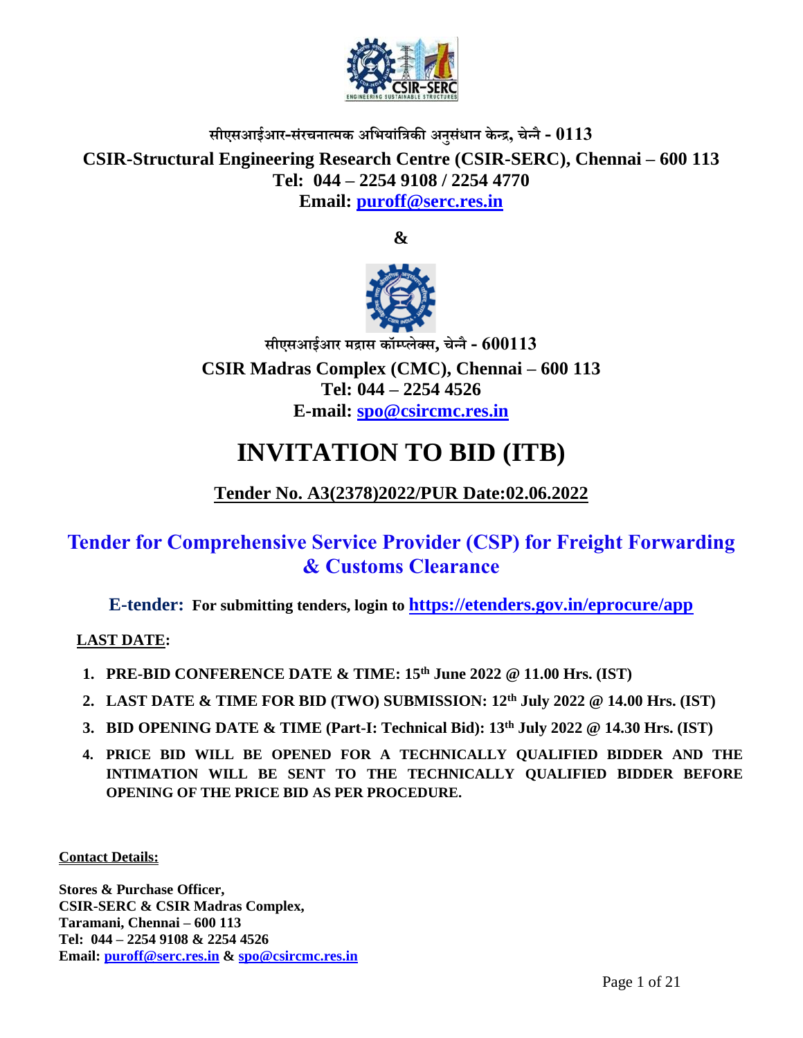सीएसआईआर-संरचनात्मक अभियांत्रिकी अनुसंधान केन्द्र, चेन्नै - 0113

**CSIR-Structural Engineering Research Centre (CSIR-SERC), Chennai – 600 113**

**Tel: 044 – 2254 9108 / 2254 4770**

**Email: puroff@serc.res.in**

**&**

सीएसआईआर मद्रास कॉम्प्लेक्स, चेन्नै - 600113

**CSIR Madras Complex (CMC), Chennai – 600 113**

**Tel: 044 – 2254 4526**

**E-mail: spo@csircmc.res.in**

# INVITATION TO BID (ITB)

**Tender No. A3(2378)2022/PUR Date:02.06.2022**

## Tender for Comprehensive Service Provider (CSP) for Freight Forwarding & Customs Clearance

**E-tender: For submitting tenders, login to https://etenders.gov.in/eprocure/app**

**LAST DATE:**

1. **PRE-BID CONFERENCE DATE & TIME: 15th June 2022 @ 11.00 Hrs. (IST)**
2. **LAST DATE & TIME FOR BID (TWO) SUBMISSION: 12th July 2022 @ 14.00 Hrs. (IST)**
3. **BID OPENING DATE & TIME (Part-I: Technical Bid): 13th July 2022 @ 14.30 Hrs. (IST)**
4. **PRICE BID WILL BE OPENED FOR A TECHNICALLY QUALIFIED BIDDER AND THE INTIMATION WILL BE SENT TO THE TECHNICALLY QUALIFIED BIDDER BEFORE OPENING OF THE PRICE BID AS PER PROCEDURE.**

**Contact Details:**

**Stores & Purchase Officer,**
**CSIR-SERC & CSIR Madras Complex,**
**Taramani, Chennai – 600 113**
**Tel: 044 – 2254 9108 & 2254 4526**
**Email: puroff@serc.res.in & spo@csircmc.res.in**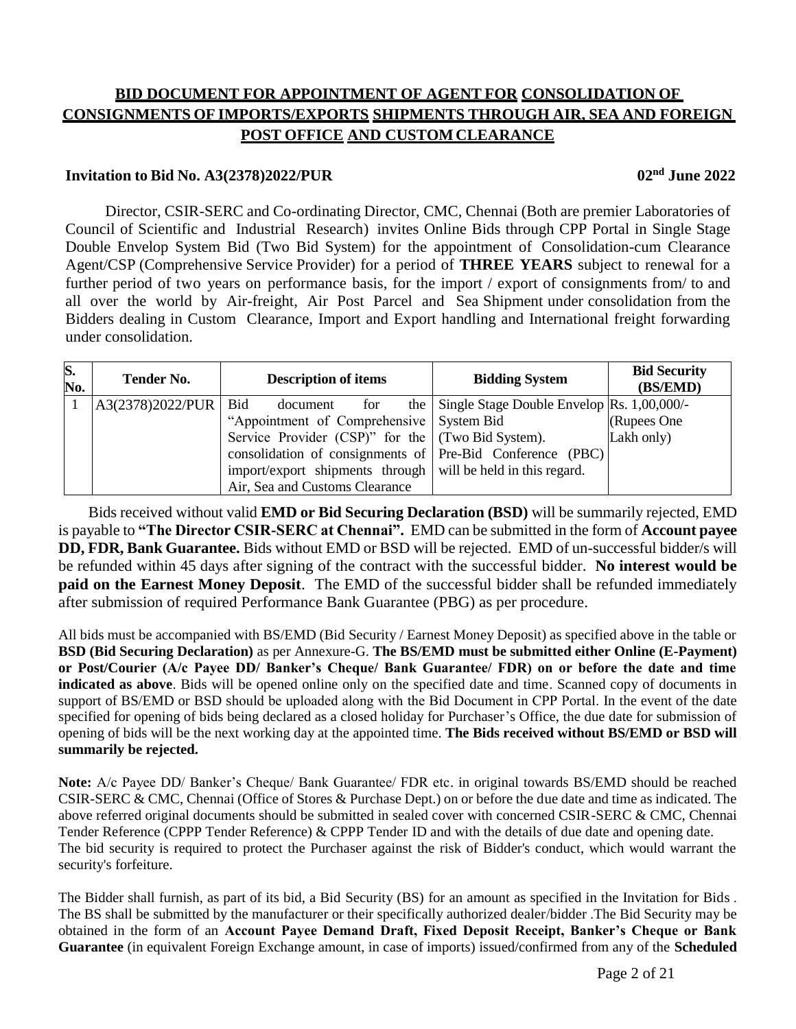## BID DOCUMENT FOR APPOINTMENT OF AGENT FOR CONSOLIDATION OF CONSIGNMENTS OF IMPORTS/EXPORTS SHIPMENTS THROUGH AIR, SEA AND FOREIGN POST OFFICE AND CUSTOM CLEARANCE

**Invitation to Bid No. A3(2378)2022/PUR** **02nd June 2022**

Director, CSIR-SERC and Co-ordinating Director, CMC, Chennai (Both are premier Laboratories of Council of Scientific and Industrial Research) invites Online Bids through CPP Portal in Single Stage Double Envelop System Bid (Two Bid System) for the appointment of Consolidation-cum Clearance Agent/CSP (Comprehensive Service Provider) for a period of **THREE YEARS** subject to renewal for a further period of two years on performance basis, for the import / export of consignments from/ to and all over the world by Air-freight, Air Post Parcel and Sea Shipment under consolidation from the Bidders dealing in Custom Clearance, Import and Export handling and International freight forwarding under consolidation.

| S. No. | Tender No. | Description of items | Bidding System | Bid Security (BS/EMD) |
|---|---|---|---|---|
| 1 | A3(2378)2022/PUR | Bid document for the "Appointment of Comprehensive Service Provider (CSP)" for the consolidation of consignments of import/export shipments through Air, Sea and Customs Clearance | Single Stage Double Envelop System Bid (Two Bid System). Pre-Bid Conference (PBC) will be held in this regard. | Rs. 1,00,000/- (Rupees One Lakh only) |

Bids received without valid **EMD or Bid Securing Declaration (BSD)** will be summarily rejected, EMD is payable to **"The Director CSIR-SERC at Chennai".** EMD can be submitted in the form of **Account payee DD, FDR, Bank Guarantee.** Bids without EMD or BSD will be rejected. EMD of un-successful bidder/s will be refunded within 45 days after signing of the contract with the successful bidder. **No interest would be paid on the Earnest Money Deposit**. The EMD of the successful bidder shall be refunded immediately after submission of required Performance Bank Guarantee (PBG) as per procedure.

All bids must be accompanied with BS/EMD (Bid Security / Earnest Money Deposit) as specified above in the table or **BSD (Bid Securing Declaration)** as per Annexure-G. **The BS/EMD must be submitted either Online (E-Payment) or Post/Courier (A/c Payee DD/ Banker's Cheque/ Bank Guarantee/ FDR) on or before the date and time indicated as above**. Bids will be opened online only on the specified date and time. Scanned copy of documents in support of BS/EMD or BSD should be uploaded along with the Bid Document in CPP Portal. In the event of the date specified for opening of bids being declared as a closed holiday for Purchaser's Office, the due date for submission of opening of bids will be the next working day at the appointed time. **The Bids received without BS/EMD or BSD will summarily be rejected.**

**Note:** A/c Payee DD/ Banker's Cheque/ Bank Guarantee/ FDR etc. in original towards BS/EMD should be reached CSIR-SERC & CMC, Chennai (Office of Stores & Purchase Dept.) on or before the due date and time as indicated. The above referred original documents should be submitted in sealed cover with concerned CSIR-SERC & CMC, Chennai Tender Reference (CPPP Tender Reference) & CPPP Tender ID and with the details of due date and opening date.
The bid security is required to protect the Purchaser against the risk of Bidder's conduct, which would warrant the security's forfeiture.

The Bidder shall furnish, as part of its bid, a Bid Security (BS) for an amount as specified in the Invitation for Bids . The BS shall be submitted by the manufacturer or their specifically authorized dealer/bidder .The Bid Security may be obtained in the form of an **Account Payee Demand Draft, Fixed Deposit Receipt, Banker's Cheque or Bank Guarantee** (in equivalent Foreign Exchange amount, in case of imports) issued/confirmed from any of the **Scheduled**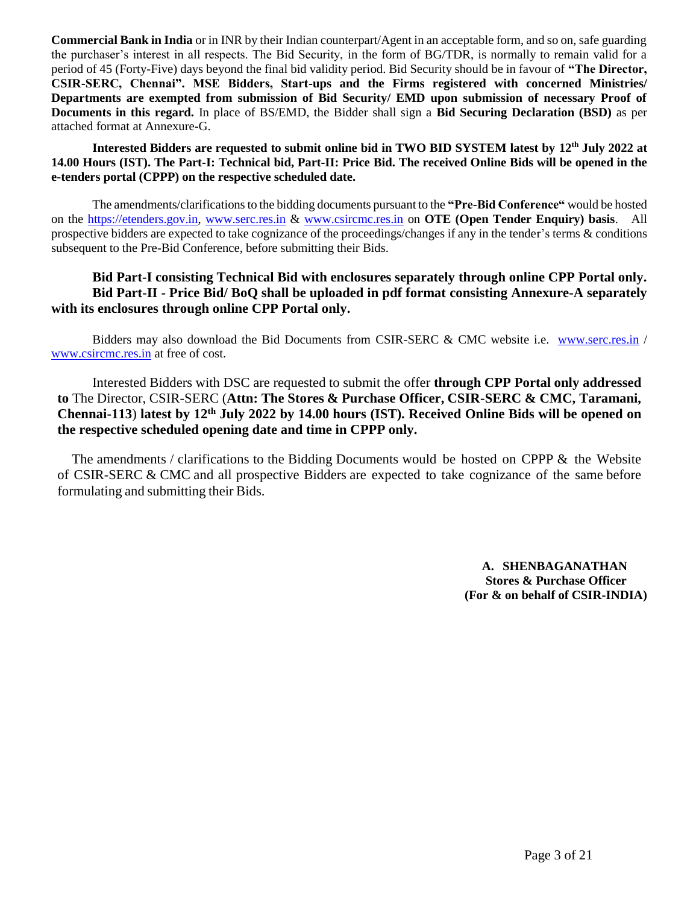**Commercial Bank in India** or in INR by their Indian counterpart/Agent in an acceptable form, and so on, safe guarding the purchaser's interest in all respects. The Bid Security, in the form of BG/TDR, is normally to remain valid for a period of 45 (Forty-Five) days beyond the final bid validity period. Bid Security should be in favour of **"The Director, CSIR-SERC, Chennai". MSE Bidders, Start-ups and the Firms registered with concerned Ministries/ Departments are exempted from submission of Bid Security/ EMD upon submission of necessary Proof of Documents in this regard.** In place of BS/EMD, the Bidder shall sign a **Bid Securing Declaration (BSD)** as per attached format at Annexure-G.

**Interested Bidders are requested to submit online bid in TWO BID SYSTEM latest by 12th July 2022 at 14.00 Hours (IST). The Part-I: Technical bid, Part-II: Price Bid. The received Online Bids will be opened in the e-tenders portal (CPPP) on the respective scheduled date.**

The amendments/clarifications to the bidding documents pursuant to the **"Pre-Bid Conference"** would be hosted on the https://etenders.gov.in, www.serc.res.in & www.csircmc.res.in on **OTE (Open Tender Enquiry) basis**. All prospective bidders are expected to take cognizance of the proceedings/changes if any in the tender's terms & conditions subsequent to the Pre-Bid Conference, before submitting their Bids.

**Bid Part-I consisting Technical Bid with enclosures separately through online CPP Portal only.**
**Bid Part-II - Price Bid/ BoQ shall be uploaded in pdf format consisting Annexure-A separately with its enclosures through online CPP Portal only.**

Bidders may also download the Bid Documents from CSIR-SERC & CMC website i.e. www.serc.res.in / www.csircmc.res.in at free of cost.

Interested Bidders with DSC are requested to submit the offer **through CPP Portal only addressed to** The Director, CSIR-SERC (**Attn: The Stores & Purchase Officer, CSIR-SERC & CMC, Taramani, Chennai-113**) **latest by 12th July 2022 by 14.00 hours (IST). Received Online Bids will be opened on the respective scheduled opening date and time in CPPP only.**

The amendments / clarifications to the Bidding Documents would be hosted on CPPP & the Website of CSIR-SERC & CMC and all prospective Bidders are expected to take cognizance of the same before formulating and submitting their Bids.

**A. SHENBAGANATHAN**
**Stores & Purchase Officer**
**(For & on behalf of CSIR-INDIA)**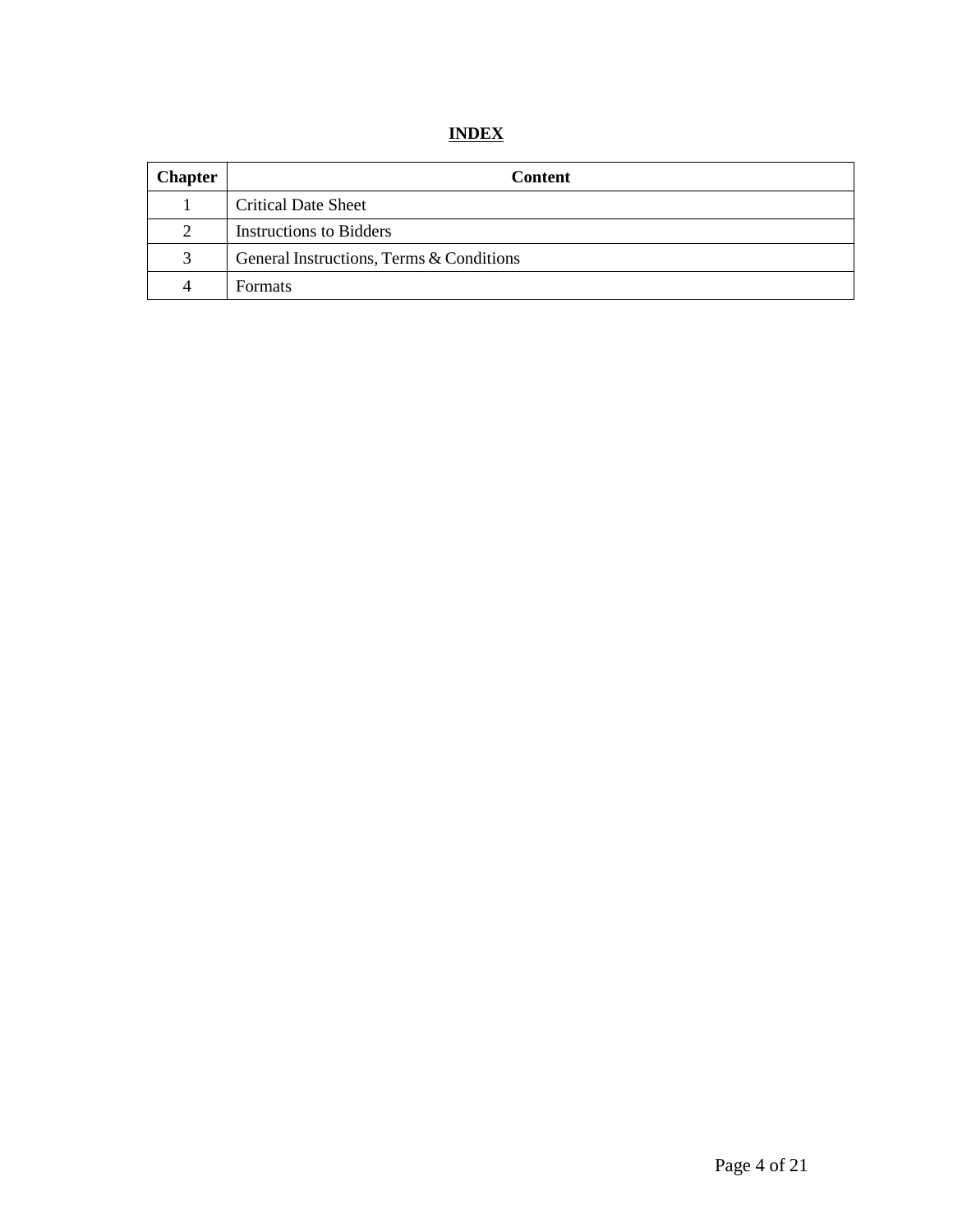# INDEX

| Chapter | Content |
|---|---|
| 1 | Critical Date Sheet |
| 2 | Instructions to Bidders |
| 3 | General Instructions, Terms & Conditions |
| 4 | Formats |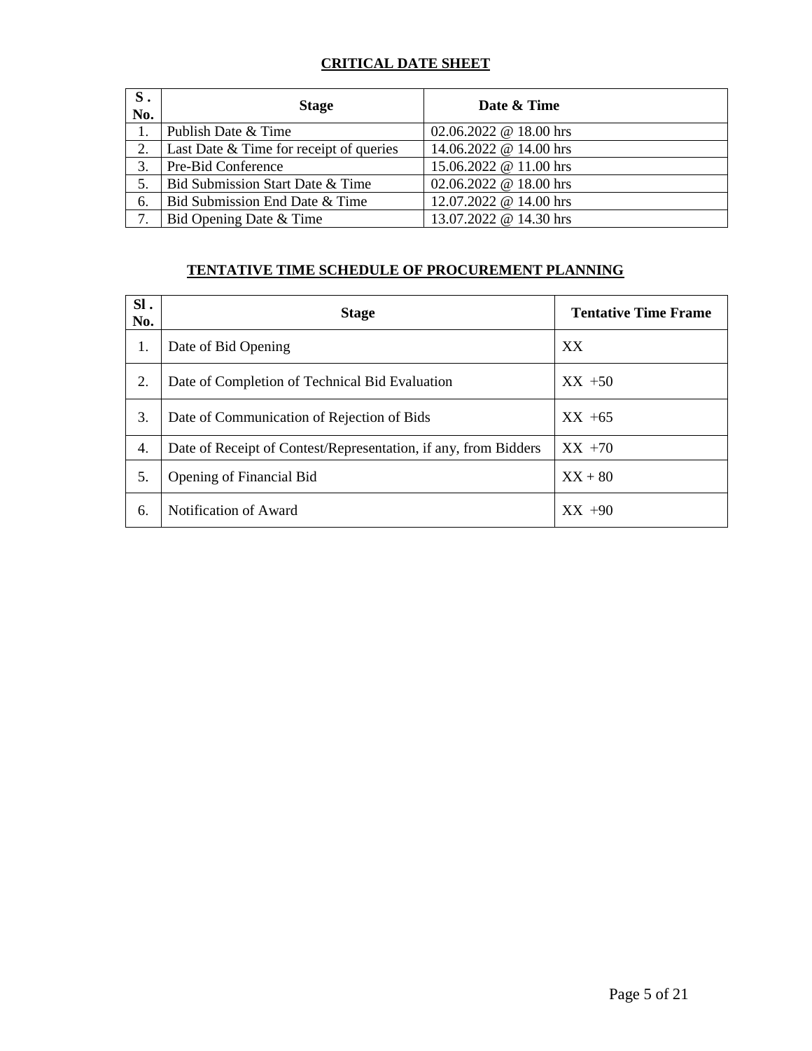**CRITICAL DATE SHEET**

| S . No. | Stage | Date & Time |
|---|---|---|
| 1. | Publish Date & Time | 02.06.2022 @ 18.00 hrs |
| 2. | Last Date & Time for receipt of queries | 14.06.2022 @ 14.00 hrs |
| 3. | Pre-Bid Conference | 15.06.2022 @ 11.00 hrs |
| 5. | Bid Submission Start Date & Time | 02.06.2022 @ 18.00 hrs |
| 6. | Bid Submission End Date & Time | 12.07.2022 @ 14.00 hrs |
| 7. | Bid Opening Date & Time | 13.07.2022 @ 14.30 hrs |

**TENTATIVE TIME SCHEDULE OF PROCUREMENT PLANNING**

| Sl . No. | Stage | Tentative Time Frame |
|---|---|---|
| 1. | Date of Bid Opening | XX |
| 2. | Date of Completion of Technical Bid Evaluation | XX +50 |
| 3. | Date of Communication of Rejection of Bids | XX +65 |
| 4. | Date of Receipt of Contest/Representation, if any, from Bidders | XX +70 |
| 5. | Opening of Financial Bid | XX + 80 |
| 6. | Notification of Award | XX +90 |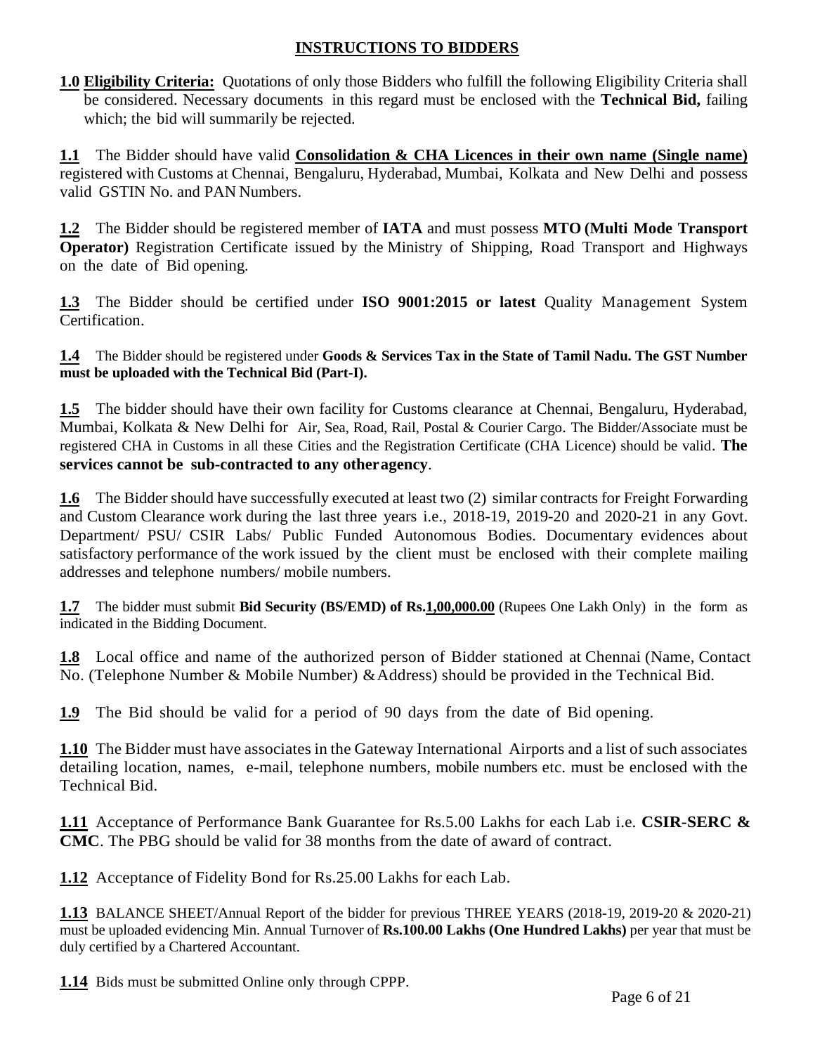## INSTRUCTIONS TO BIDDERS

**1.0 Eligibility Criteria:** Quotations of only those Bidders who fulfill the following Eligibility Criteria shall be considered. Necessary documents in this regard must be enclosed with the **Technical Bid,** failing which; the bid will summarily be rejected.

**1.1** The Bidder should have valid **Consolidation & CHA Licences in their own name (Single name)** registered with Customs at Chennai, Bengaluru, Hyderabad, Mumbai, Kolkata and New Delhi and possess valid GSTIN No. and PAN Numbers.

**1.2** The Bidder should be registered member of **IATA** and must possess **MTO (Multi Mode Transport Operator)** Registration Certificate issued by the Ministry of Shipping, Road Transport and Highways on the date of Bid opening.

**1.3** The Bidder should be certified under **ISO 9001:2015 or latest** Quality Management System Certification.

**1.4** The Bidder should be registered under **Goods & Services Tax in the State of Tamil Nadu. The GST Number must be uploaded with the Technical Bid (Part-I).**

**1.5** The bidder should have their own facility for Customs clearance at Chennai, Bengaluru, Hyderabad, Mumbai, Kolkata & New Delhi for Air, Sea, Road, Rail, Postal & Courier Cargo. The Bidder/Associate must be registered CHA in Customs in all these Cities and the Registration Certificate (CHA Licence) should be valid. **The services cannot be sub-contracted to any other agency**.

**1.6** The Bidder should have successfully executed at least two (2) similar contracts for Freight Forwarding and Custom Clearance work during the last three years i.e., 2018-19, 2019-20 and 2020-21 in any Govt. Department/ PSU/ CSIR Labs/ Public Funded Autonomous Bodies. Documentary evidences about satisfactory performance of the work issued by the client must be enclosed with their complete mailing addresses and telephone numbers/ mobile numbers.

**1.7** The bidder must submit **Bid Security (BS/EMD) of Rs.1,00,000.00** (Rupees One Lakh Only) in the form as indicated in the Bidding Document.

**1.8** Local office and name of the authorized person of Bidder stationed at Chennai (Name, Contact No. (Telephone Number & Mobile Number) & Address) should be provided in the Technical Bid.

**1.9** The Bid should be valid for a period of 90 days from the date of Bid opening.

**1.10** The Bidder must have associates in the Gateway International Airports and a list of such associates detailing location, names, e-mail, telephone numbers, mobile numbers etc. must be enclosed with the Technical Bid.

**1.11** Acceptance of Performance Bank Guarantee for Rs.5.00 Lakhs for each Lab i.e. **CSIR-SERC & CMC**. The PBG should be valid for 38 months from the date of award of contract.

**1.12** Acceptance of Fidelity Bond for Rs.25.00 Lakhs for each Lab.

**1.13** BALANCE SHEET/Annual Report of the bidder for previous THREE YEARS (2018-19, 2019-20 & 2020-21) must be uploaded evidencing Min. Annual Turnover of **Rs.100.00 Lakhs (One Hundred Lakhs)** per year that must be duly certified by a Chartered Accountant.

**1.14** Bids must be submitted Online only through CPPP.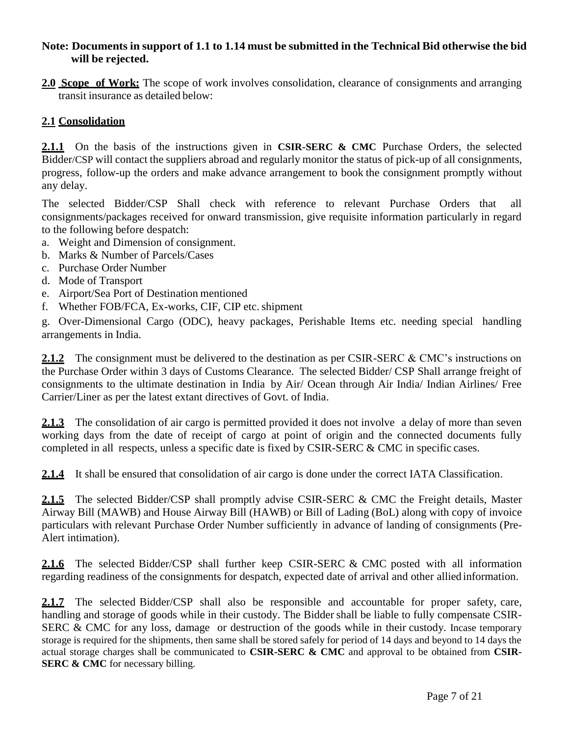**Note: Documents in support of 1.1 to 1.14 must be submitted in the Technical Bid otherwise the bid will be rejected.**

**2.0 Scope of Work:** The scope of work involves consolidation, clearance of consignments and arranging transit insurance as detailed below:

## 2.1 Consolidation

**2.1.1** On the basis of the instructions given in **CSIR-SERC & CMC** Purchase Orders, the selected Bidder/CSP will contact the suppliers abroad and regularly monitor the status of pick-up of all consignments, progress, follow-up the orders and make advance arrangement to book the consignment promptly without any delay.

The selected Bidder/CSP Shall check with reference to relevant Purchase Orders that all consignments/packages received for onward transmission, give requisite information particularly in regard to the following before despatch:

a. Weight and Dimension of consignment.
b. Marks & Number of Parcels/Cases
c. Purchase Order Number
d. Mode of Transport
e. Airport/Sea Port of Destination mentioned
f. Whether FOB/FCA, Ex-works, CIF, CIP etc. shipment
g. Over-Dimensional Cargo (ODC), heavy packages, Perishable Items etc. needing special handling arrangements in India.

**2.1.2** The consignment must be delivered to the destination as per CSIR-SERC & CMC's instructions on the Purchase Order within 3 days of Customs Clearance. The selected Bidder/ CSP Shall arrange freight of consignments to the ultimate destination in India by Air/ Ocean through Air India/ Indian Airlines/ Free Carrier/Liner as per the latest extant directives of Govt. of India.

**2.1.3** The consolidation of air cargo is permitted provided it does not involve a delay of more than seven working days from the date of receipt of cargo at point of origin and the connected documents fully completed in all respects, unless a specific date is fixed by CSIR-SERC & CMC in specific cases.

**2.1.4** It shall be ensured that consolidation of air cargo is done under the correct IATA Classification.

**2.1.5** The selected Bidder/CSP shall promptly advise CSIR-SERC & CMC the Freight details, Master Airway Bill (MAWB) and House Airway Bill (HAWB) or Bill of Lading (BoL) along with copy of invoice particulars with relevant Purchase Order Number sufficiently in advance of landing of consignments (Pre-Alert intimation).

**2.1.6** The selected Bidder/CSP shall further keep CSIR-SERC & CMC posted with all information regarding readiness of the consignments for despatch, expected date of arrival and other allied information.

**2.1.7** The selected Bidder/CSP shall also be responsible and accountable for proper safety, care, handling and storage of goods while in their custody. The Bidder shall be liable to fully compensate CSIR-SERC & CMC for any loss, damage or destruction of the goods while in their custody. Incase temporary storage is required for the shipments, then same shall be stored safely for period of 14 days and beyond to 14 days the actual storage charges shall be communicated to **CSIR-SERC & CMC** and approval to be obtained from **CSIR-SERC & CMC** for necessary billing.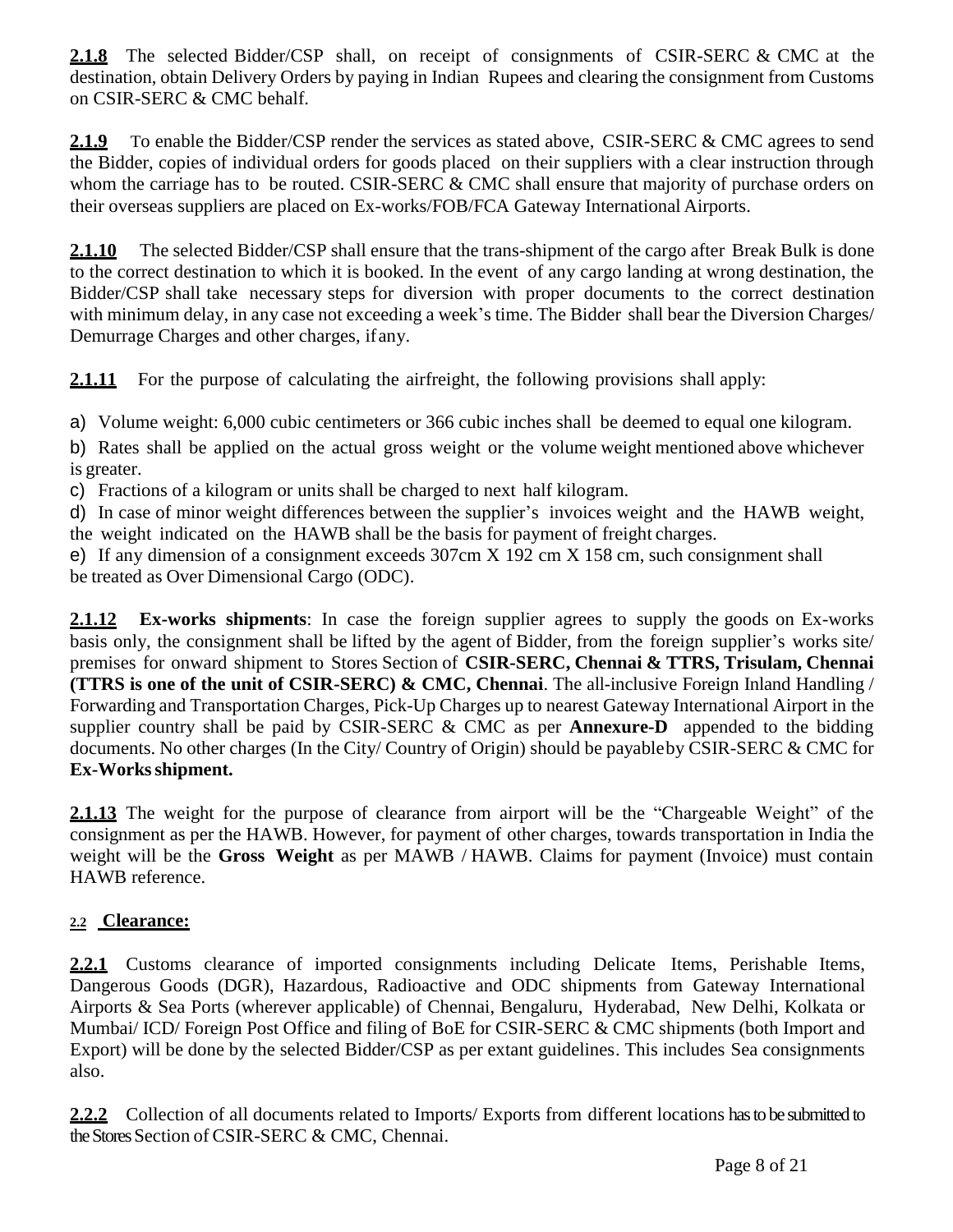**2.1.8** The selected Bidder/CSP shall, on receipt of consignments of CSIR-SERC & CMC at the destination, obtain Delivery Orders by paying in Indian Rupees and clearing the consignment from Customs on CSIR-SERC & CMC behalf.

**2.1.9** To enable the Bidder/CSP render the services as stated above, CSIR-SERC & CMC agrees to send the Bidder, copies of individual orders for goods placed on their suppliers with a clear instruction through whom the carriage has to be routed. CSIR-SERC & CMC shall ensure that majority of purchase orders on their overseas suppliers are placed on Ex-works/FOB/FCA Gateway International Airports.

**2.1.10** The selected Bidder/CSP shall ensure that the trans-shipment of the cargo after Break Bulk is done to the correct destination to which it is booked. In the event of any cargo landing at wrong destination, the Bidder/CSP shall take necessary steps for diversion with proper documents to the correct destination with minimum delay, in any case not exceeding a week's time. The Bidder shall bear the Diversion Charges/ Demurrage Charges and other charges, if any.

**2.1.11** For the purpose of calculating the airfreight, the following provisions shall apply:

a) Volume weight: 6,000 cubic centimeters or 366 cubic inches shall be deemed to equal one kilogram.

b) Rates shall be applied on the actual gross weight or the volume weight mentioned above whichever is greater.

c) Fractions of a kilogram or units shall be charged to next half kilogram.

d) In case of minor weight differences between the supplier's invoices weight and the HAWB weight, the weight indicated on the HAWB shall be the basis for payment of freight charges.

e) If any dimension of a consignment exceeds 307cm X 192 cm X 158 cm, such consignment shall be treated as Over Dimensional Cargo (ODC).

**2.1.12** **Ex-works shipments**: In case the foreign supplier agrees to supply the goods on Ex-works basis only, the consignment shall be lifted by the agent of Bidder, from the foreign supplier's works site/ premises for onward shipment to Stores Section of **CSIR-SERC, Chennai & TTRS, Trisulam, Chennai (TTRS is one of the unit of CSIR-SERC) & CMC, Chennai**. The all-inclusive Foreign Inland Handling / Forwarding and Transportation Charges, Pick-Up Charges up to nearest Gateway International Airport in the supplier country shall be paid by CSIR-SERC & CMC as per **Annexure-D** appended to the bidding documents. No other charges (In the City/ Country of Origin) should be payable by CSIR-SERC & CMC for **Ex-Works shipment.**

**2.1.13** The weight for the purpose of clearance from airport will be the "Chargeable Weight" of the consignment as per the HAWB. However, for payment of other charges, towards transportation in India the weight will be the **Gross Weight** as per MAWB / HAWB. Claims for payment (Invoice) must contain HAWB reference.

## 2.2 Clearance:

**2.2.1** Customs clearance of imported consignments including Delicate Items, Perishable Items, Dangerous Goods (DGR), Hazardous, Radioactive and ODC shipments from Gateway International Airports & Sea Ports (wherever applicable) of Chennai, Bengaluru, Hyderabad, New Delhi, Kolkata or Mumbai/ ICD/ Foreign Post Office and filing of BoE for CSIR-SERC & CMC shipments (both Import and Export) will be done by the selected Bidder/CSP as per extant guidelines. This includes Sea consignments also.

**2.2.2** Collection of all documents related to Imports/ Exports from different locations has to be submitted to the Stores Section of CSIR-SERC & CMC, Chennai.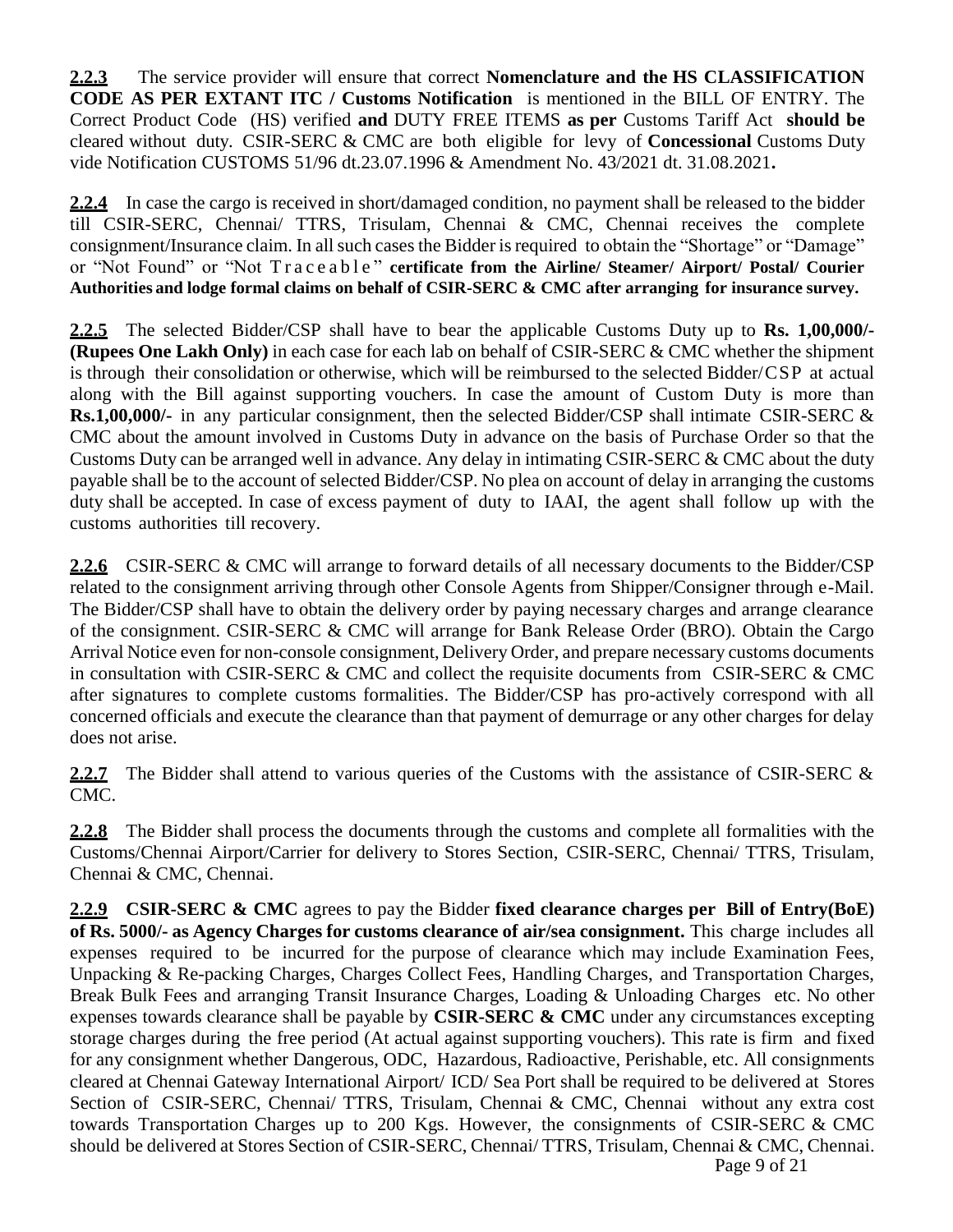**2.2.3** The service provider will ensure that correct **Nomenclature and the HS CLASSIFICATION CODE AS PER EXTANT ITC / Customs Notification** is mentioned in the BILL OF ENTRY. The Correct Product Code (HS) verified **and** DUTY FREE ITEMS **as per** Customs Tariff Act **should be** cleared without duty. CSIR-SERC & CMC are both eligible for levy of **Concessional** Customs Duty vide Notification CUSTOMS 51/96 dt.23.07.1996 & Amendment No. 43/2021 dt. 31.08.2021**.**

**2.2.4** In case the cargo is received in short/damaged condition, no payment shall be released to the bidder till CSIR-SERC, Chennai/ TTRS, Trisulam, Chennai & CMC, Chennai receives the complete consignment/Insurance claim. In all such cases the Bidder is required to obtain the "Shortage" or "Damage" or "Not Found" or "Not Traceable" **certificate from the Airline/ Steamer/ Airport/ Postal/ Courier Authorities and lodge formal claims on behalf of CSIR-SERC & CMC after arranging for insurance survey.**

**2.2.5** The selected Bidder/CSP shall have to bear the applicable Customs Duty up to **Rs. 1,00,000/- (Rupees One Lakh Only)** in each case for each lab on behalf of CSIR-SERC & CMC whether the shipment is through their consolidation or otherwise, which will be reimbursed to the selected Bidder/CSP at actual along with the Bill against supporting vouchers. In case the amount of Custom Duty is more than **Rs.1,00,000/-** in any particular consignment, then the selected Bidder/CSP shall intimate CSIR-SERC & CMC about the amount involved in Customs Duty in advance on the basis of Purchase Order so that the Customs Duty can be arranged well in advance. Any delay in intimating CSIR-SERC & CMC about the duty payable shall be to the account of selected Bidder/CSP. No plea on account of delay in arranging the customs duty shall be accepted. In case of excess payment of duty to IAAI, the agent shall follow up with the customs authorities till recovery.

**2.2.6** CSIR-SERC & CMC will arrange to forward details of all necessary documents to the Bidder/CSP related to the consignment arriving through other Console Agents from Shipper/Consigner through e-Mail. The Bidder/CSP shall have to obtain the delivery order by paying necessary charges and arrange clearance of the consignment. CSIR-SERC & CMC will arrange for Bank Release Order (BRO). Obtain the Cargo Arrival Notice even for non-console consignment, Delivery Order, and prepare necessary customs documents in consultation with CSIR-SERC & CMC and collect the requisite documents from CSIR-SERC & CMC after signatures to complete customs formalities. The Bidder/CSP has pro-actively correspond with all concerned officials and execute the clearance than that payment of demurrage or any other charges for delay does not arise.

**2.2.7** The Bidder shall attend to various queries of the Customs with the assistance of CSIR-SERC & CMC.

**2.2.8** The Bidder shall process the documents through the customs and complete all formalities with the Customs/Chennai Airport/Carrier for delivery to Stores Section, CSIR-SERC, Chennai/ TTRS, Trisulam, Chennai & CMC, Chennai.

**2.2.9 CSIR-SERC & CMC** agrees to pay the Bidder **fixed clearance charges per Bill of Entry(BoE) of Rs. 5000/- as Agency Charges for customs clearance of air/sea consignment.** This charge includes all expenses required to be incurred for the purpose of clearance which may include Examination Fees, Unpacking & Re-packing Charges, Charges Collect Fees, Handling Charges, and Transportation Charges, Break Bulk Fees and arranging Transit Insurance Charges, Loading & Unloading Charges etc. No other expenses towards clearance shall be payable by **CSIR-SERC & CMC** under any circumstances excepting storage charges during the free period (At actual against supporting vouchers). This rate is firm and fixed for any consignment whether Dangerous, ODC, Hazardous, Radioactive, Perishable, etc. All consignments cleared at Chennai Gateway International Airport/ ICD/ Sea Port shall be required to be delivered at Stores Section of CSIR-SERC, Chennai/ TTRS, Trisulam, Chennai & CMC, Chennai without any extra cost towards Transportation Charges up to 200 Kgs. However, the consignments of CSIR-SERC & CMC should be delivered at Stores Section of CSIR-SERC, Chennai/ TTRS, Trisulam, Chennai & CMC, Chennai.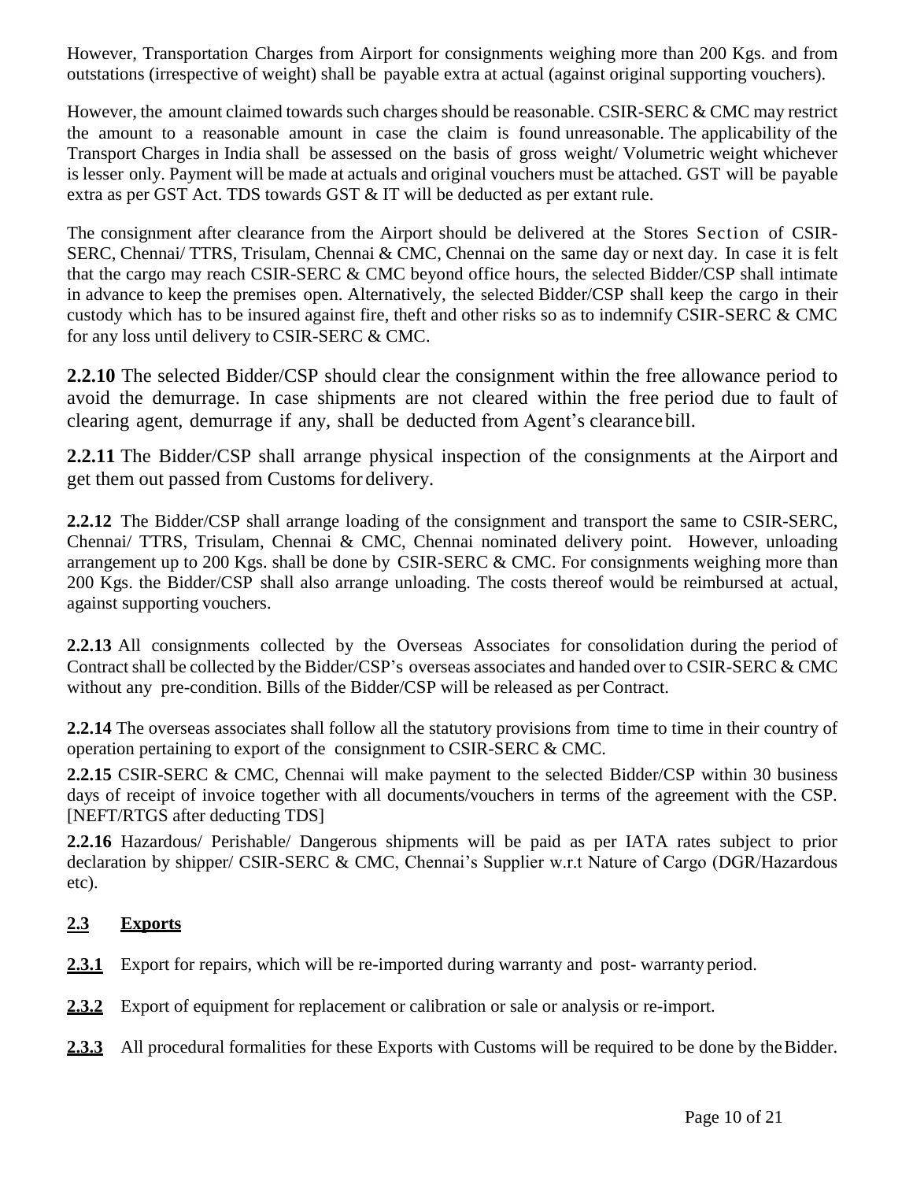However, Transportation Charges from Airport for consignments weighing more than 200 Kgs. and from outstations (irrespective of weight) shall be payable extra at actual (against original supporting vouchers).

However, the amount claimed towards such charges should be reasonable. CSIR-SERC & CMC may restrict the amount to a reasonable amount in case the claim is found unreasonable. The applicability of the Transport Charges in India shall be assessed on the basis of gross weight/ Volumetric weight whichever is lesser only. Payment will be made at actuals and original vouchers must be attached. GST will be payable extra as per GST Act. TDS towards GST & IT will be deducted as per extant rule.

The consignment after clearance from the Airport should be delivered at the Stores Section of CSIR-SERC, Chennai/ TTRS, Trisulam, Chennai & CMC, Chennai on the same day or next day. In case it is felt that the cargo may reach CSIR-SERC & CMC beyond office hours, the selected Bidder/CSP shall intimate in advance to keep the premises open. Alternatively, the selected Bidder/CSP shall keep the cargo in their custody which has to be insured against fire, theft and other risks so as to indemnify CSIR-SERC & CMC for any loss until delivery to CSIR-SERC & CMC.

**2.2.10** The selected Bidder/CSP should clear the consignment within the free allowance period to avoid the demurrage. In case shipments are not cleared within the free period due to fault of clearing agent, demurrage if any, shall be deducted from Agent's clearance bill.

**2.2.11** The Bidder/CSP shall arrange physical inspection of the consignments at the Airport and get them out passed from Customs for delivery.

**2.2.12** The Bidder/CSP shall arrange loading of the consignment and transport the same to CSIR-SERC, Chennai/ TTRS, Trisulam, Chennai & CMC, Chennai nominated delivery point. However, unloading arrangement up to 200 Kgs. shall be done by CSIR-SERC & CMC. For consignments weighing more than 200 Kgs. the Bidder/CSP shall also arrange unloading. The costs thereof would be reimbursed at actual, against supporting vouchers.

**2.2.13** All consignments collected by the Overseas Associates for consolidation during the period of Contract shall be collected by the Bidder/CSP's overseas associates and handed over to CSIR-SERC & CMC without any pre-condition. Bills of the Bidder/CSP will be released as per Contract.

**2.2.14** The overseas associates shall follow all the statutory provisions from time to time in their country of operation pertaining to export of the consignment to CSIR-SERC & CMC.

**2.2.15** CSIR-SERC & CMC, Chennai will make payment to the selected Bidder/CSP within 30 business days of receipt of invoice together with all documents/vouchers in terms of the agreement with the CSP. [NEFT/RTGS after deducting TDS]

**2.2.16** Hazardous/ Perishable/ Dangerous shipments will be paid as per IATA rates subject to prior declaration by shipper/ CSIR-SERC & CMC, Chennai's Supplier w.r.t Nature of Cargo (DGR/Hazardous etc).

## 2.3 Exports

**2.3.1** Export for repairs, which will be re-imported during warranty and post- warranty period.

**2.3.2** Export of equipment for replacement or calibration or sale or analysis or re-import.

**2.3.3** All procedural formalities for these Exports with Customs will be required to be done by the Bidder.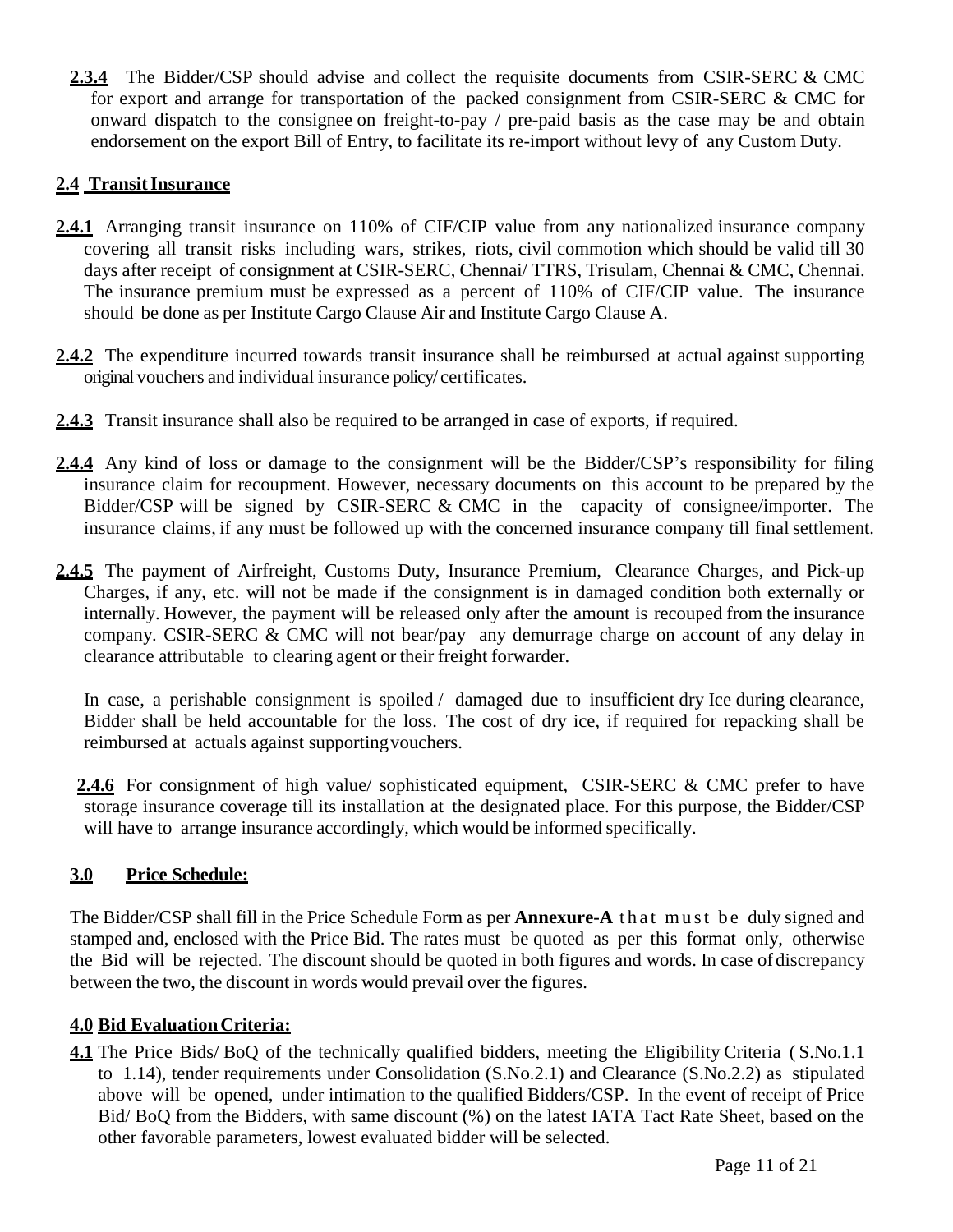**2.3.4** The Bidder/CSP should advise and collect the requisite documents from CSIR-SERC & CMC for export and arrange for transportation of the packed consignment from CSIR-SERC & CMC for onward dispatch to the consignee on freight-to-pay / pre-paid basis as the case may be and obtain endorsement on the export Bill of Entry, to facilitate its re-import without levy of any Custom Duty.

## 2.4 Transit Insurance

**2.4.1** Arranging transit insurance on 110% of CIF/CIP value from any nationalized insurance company covering all transit risks including wars, strikes, riots, civil commotion which should be valid till 30 days after receipt of consignment at CSIR-SERC, Chennai/ TTRS, Trisulam, Chennai & CMC, Chennai. The insurance premium must be expressed as a percent of 110% of CIF/CIP value. The insurance should be done as per Institute Cargo Clause Air and Institute Cargo Clause A.

**2.4.2** The expenditure incurred towards transit insurance shall be reimbursed at actual against supporting original vouchers and individual insurance policy/ certificates.

**2.4.3** Transit insurance shall also be required to be arranged in case of exports, if required.

**2.4.4** Any kind of loss or damage to the consignment will be the Bidder/CSP's responsibility for filing insurance claim for recoupment. However, necessary documents on this account to be prepared by the Bidder/CSP will be signed by CSIR-SERC & CMC in the capacity of consignee/importer. The insurance claims, if any must be followed up with the concerned insurance company till final settlement.

**2.4.5** The payment of Airfreight, Customs Duty, Insurance Premium, Clearance Charges, and Pick-up Charges, if any, etc. will not be made if the consignment is in damaged condition both externally or internally. However, the payment will be released only after the amount is recouped from the insurance company. CSIR-SERC & CMC will not bear/pay any demurrage charge on account of any delay in clearance attributable to clearing agent or their freight forwarder.

In case, a perishable consignment is spoiled / damaged due to insufficient dry Ice during clearance, Bidder shall be held accountable for the loss. The cost of dry ice, if required for repacking shall be reimbursed at actuals against supporting vouchers.

**2.4.6** For consignment of high value/ sophisticated equipment, CSIR-SERC & CMC prefer to have storage insurance coverage till its installation at the designated place. For this purpose, the Bidder/CSP will have to arrange insurance accordingly, which would be informed specifically.

## 3.0 Price Schedule:

The Bidder/CSP shall fill in the Price Schedule Form as per **Annexure-A** that must be duly signed and stamped and, enclosed with the Price Bid. The rates must be quoted as per this format only, otherwise the Bid will be rejected. The discount should be quoted in both figures and words. In case of discrepancy between the two, the discount in words would prevail over the figures.

## 4.0 Bid Evaluation Criteria:

**4.1** The Price Bids/ BoQ of the technically qualified bidders, meeting the Eligibility Criteria ( S.No.1.1 to 1.14), tender requirements under Consolidation (S.No.2.1) and Clearance (S.No.2.2) as stipulated above will be opened, under intimation to the qualified Bidders/CSP. In the event of receipt of Price Bid/ BoQ from the Bidders, with same discount (%) on the latest IATA Tact Rate Sheet, based on the other favorable parameters, lowest evaluated bidder will be selected.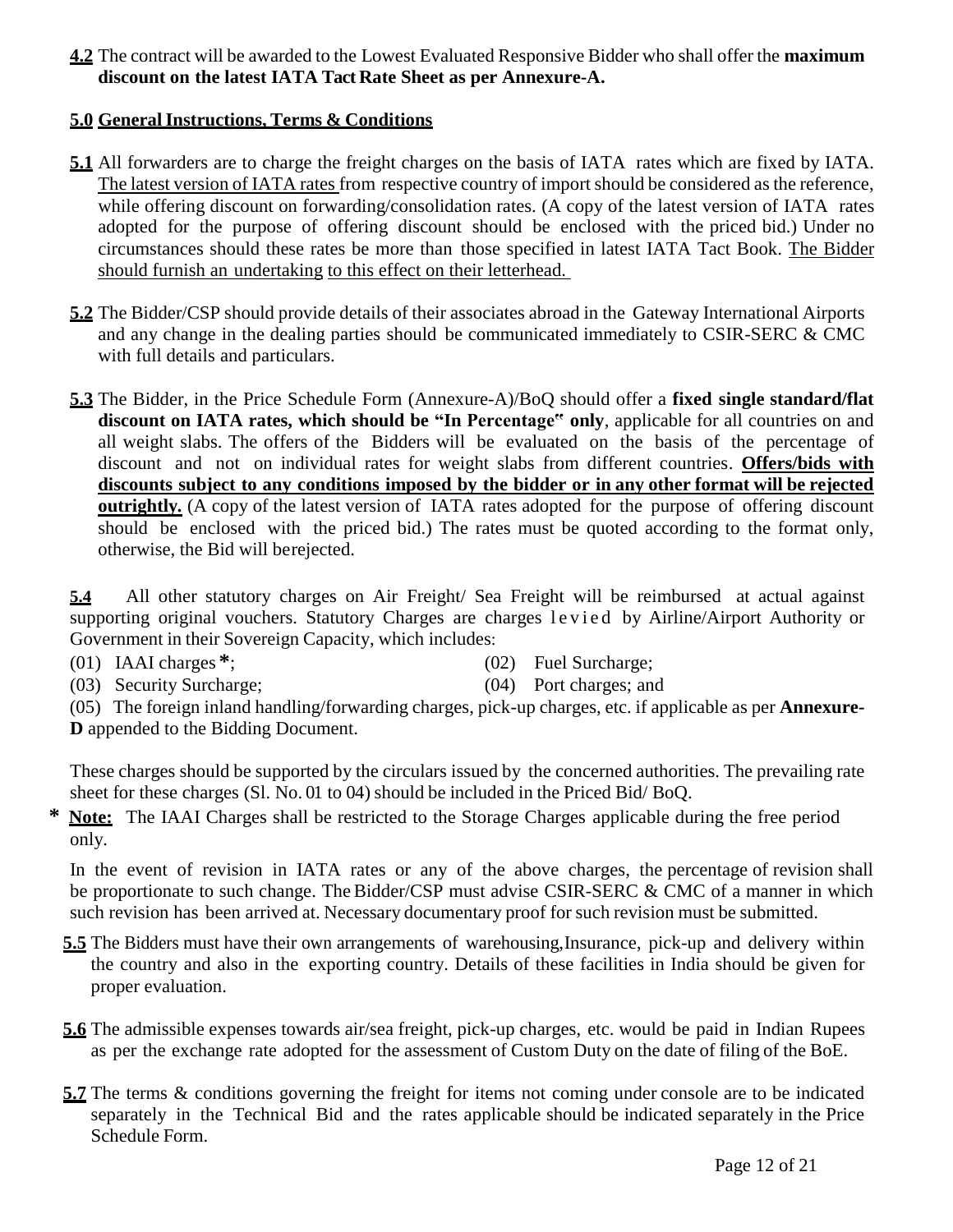**4.2** The contract will be awarded to the Lowest Evaluated Responsive Bidder who shall offer the **maximum discount on the latest IATA Tact Rate Sheet as per Annexure-A.**

## 5.0 General Instructions, Terms & Conditions

**5.1** All forwarders are to charge the freight charges on the basis of IATA rates which are fixed by IATA. The latest version of IATA rates from respective country of import should be considered as the reference, while offering discount on forwarding/consolidation rates. (A copy of the latest version of IATA rates adopted for the purpose of offering discount should be enclosed with the priced bid.) Under no circumstances should these rates be more than those specified in latest IATA Tact Book. The Bidder should furnish an undertaking to this effect on their letterhead.

**5.2** The Bidder/CSP should provide details of their associates abroad in the Gateway International Airports and any change in the dealing parties should be communicated immediately to CSIR-SERC & CMC with full details and particulars.

**5.3** The Bidder, in the Price Schedule Form (Annexure-A)/BoQ should offer a **fixed single standard/flat discount on IATA rates, which should be "In Percentage" only**, applicable for all countries on and all weight slabs. The offers of the Bidders will be evaluated on the basis of the percentage of discount and not on individual rates for weight slabs from different countries. **Offers/bids with discounts subject to any conditions imposed by the bidder or in any other format will be rejected outrightly.** (A copy of the latest version of IATA rates adopted for the purpose of offering discount should be enclosed with the priced bid.) The rates must be quoted according to the format only, otherwise, the Bid will berejected.

**5.4** All other statutory charges on Air Freight/ Sea Freight will be reimbursed at actual against supporting original vouchers. Statutory Charges are charges levied by Airline/Airport Authority or Government in their Sovereign Capacity, which includes:

(01) IAAI charges *;
(02) Fuel Surcharge;
(03) Security Surcharge;
(04) Port charges; and
(05) The foreign inland handling/forwarding charges, pick-up charges, etc. if applicable as per **Annexure-D** appended to the Bidding Document.

These charges should be supported by the circulars issued by the concerned authorities. The prevailing rate sheet for these charges (Sl. No. 01 to 04) should be included in the Priced Bid/ BoQ.

* **Note:** The IAAI Charges shall be restricted to the Storage Charges applicable during the free period only.

In the event of revision in IATA rates or any of the above charges, the percentage of revision shall be proportionate to such change. The Bidder/CSP must advise CSIR-SERC & CMC of a manner in which such revision has been arrived at. Necessary documentary proof for such revision must be submitted.

**5.5** The Bidders must have their own arrangements of warehousing,Insurance, pick-up and delivery within the country and also in the exporting country. Details of these facilities in India should be given for proper evaluation.

**5.6** The admissible expenses towards air/sea freight, pick-up charges, etc. would be paid in Indian Rupees as per the exchange rate adopted for the assessment of Custom Duty on the date of filing of the BoE.

**5.7** The terms & conditions governing the freight for items not coming under console are to be indicated separately in the Technical Bid and the rates applicable should be indicated separately in the Price Schedule Form.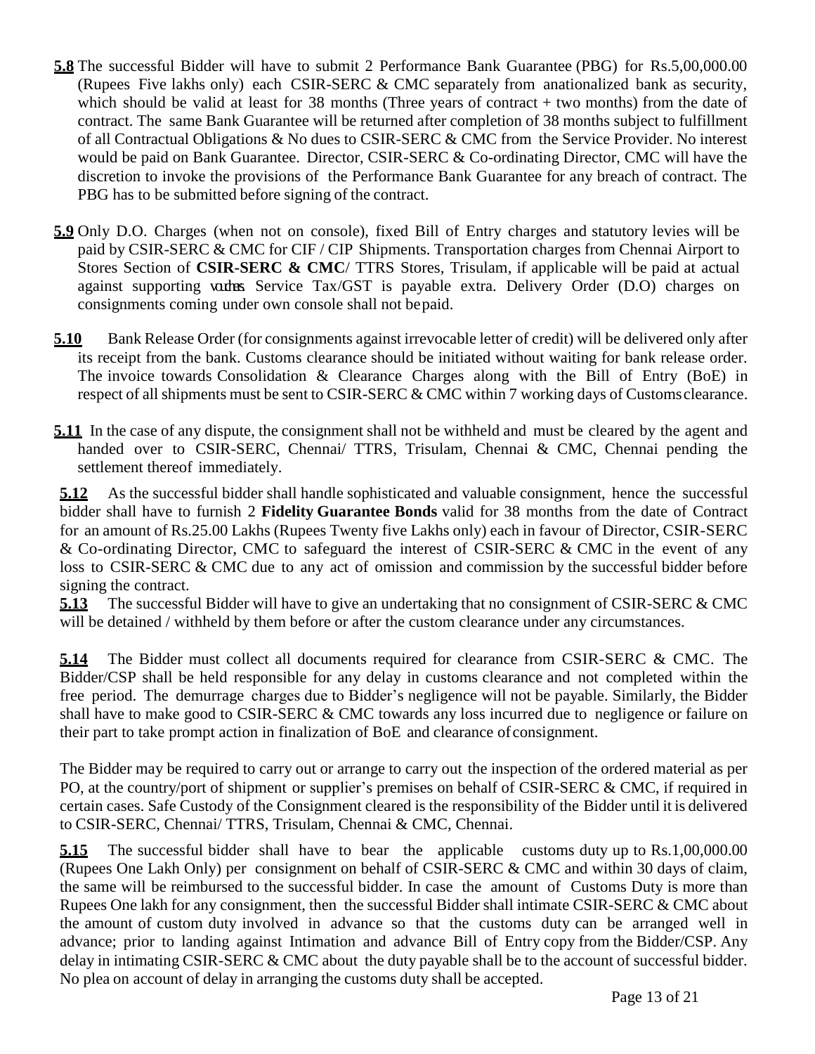**5.8** The successful Bidder will have to submit 2 Performance Bank Guarantee (PBG) for Rs.5,00,000.00 (Rupees Five lakhs only) each CSIR-SERC & CMC separately from anationalized bank as security, which should be valid at least for 38 months (Three years of contract + two months) from the date of contract. The same Bank Guarantee will be returned after completion of 38 months subject to fulfillment of all Contractual Obligations & No dues to CSIR-SERC & CMC from the Service Provider. No interest would be paid on Bank Guarantee. Director, CSIR-SERC & Co-ordinating Director, CMC will have the discretion to invoke the provisions of the Performance Bank Guarantee for any breach of contract. The PBG has to be submitted before signing of the contract.

**5.9** Only D.O. Charges (when not on console), fixed Bill of Entry charges and statutory levies will be paid by CSIR-SERC & CMC for CIF / CIP Shipments. Transportation charges from Chennai Airport to Stores Section of **CSIR-SERC & CMC**/ TTRS Stores, Trisulam, if applicable will be paid at actual against supporting vouchers. Service Tax/GST is payable extra. Delivery Order (D.O) charges on consignments coming under own console shall not be paid.

**5.10** Bank Release Order (for consignments against irrevocable letter of credit) will be delivered only after its receipt from the bank. Customs clearance should be initiated without waiting for bank release order. The invoice towards Consolidation & Clearance Charges along with the Bill of Entry (BoE) in respect of all shipments must be sent to CSIR-SERC & CMC within 7 working days of Customs clearance.

**5.11** In the case of any dispute, the consignment shall not be withheld and must be cleared by the agent and handed over to CSIR-SERC, Chennai/ TTRS, Trisulam, Chennai & CMC, Chennai pending the settlement thereof immediately.

**5.12** As the successful bidder shall handle sophisticated and valuable consignment, hence the successful bidder shall have to furnish 2 **Fidelity Guarantee Bonds** valid for 38 months from the date of Contract for an amount of Rs.25.00 Lakhs (Rupees Twenty five Lakhs only) each in favour of Director, CSIR-SERC & Co-ordinating Director, CMC to safeguard the interest of CSIR-SERC & CMC in the event of any loss to CSIR-SERC & CMC due to any act of omission and commission by the successful bidder before signing the contract.

**5.13** The successful Bidder will have to give an undertaking that no consignment of CSIR-SERC & CMC will be detained / withheld by them before or after the custom clearance under any circumstances.

**5.14** The Bidder must collect all documents required for clearance from CSIR-SERC & CMC. The Bidder/CSP shall be held responsible for any delay in customs clearance and not completed within the free period. The demurrage charges due to Bidder's negligence will not be payable. Similarly, the Bidder shall have to make good to CSIR-SERC & CMC towards any loss incurred due to negligence or failure on their part to take prompt action in finalization of BoE and clearance of consignment.

The Bidder may be required to carry out or arrange to carry out the inspection of the ordered material as per PO, at the country/port of shipment or supplier's premises on behalf of CSIR-SERC & CMC, if required in certain cases. Safe Custody of the Consignment cleared is the responsibility of the Bidder until it is delivered to CSIR-SERC, Chennai/ TTRS, Trisulam, Chennai & CMC, Chennai.

**5.15** The successful bidder shall have to bear the applicable customs duty up to Rs.1,00,000.00 (Rupees One Lakh Only) per consignment on behalf of CSIR-SERC & CMC and within 30 days of claim, the same will be reimbursed to the successful bidder. In case the amount of Customs Duty is more than Rupees One lakh for any consignment, then the successful Bidder shall intimate CSIR-SERC & CMC about the amount of custom duty involved in advance so that the customs duty can be arranged well in advance; prior to landing against Intimation and advance Bill of Entry copy from the Bidder/CSP. Any delay in intimating CSIR-SERC & CMC about the duty payable shall be to the account of successful bidder. No plea on account of delay in arranging the customs duty shall be accepted.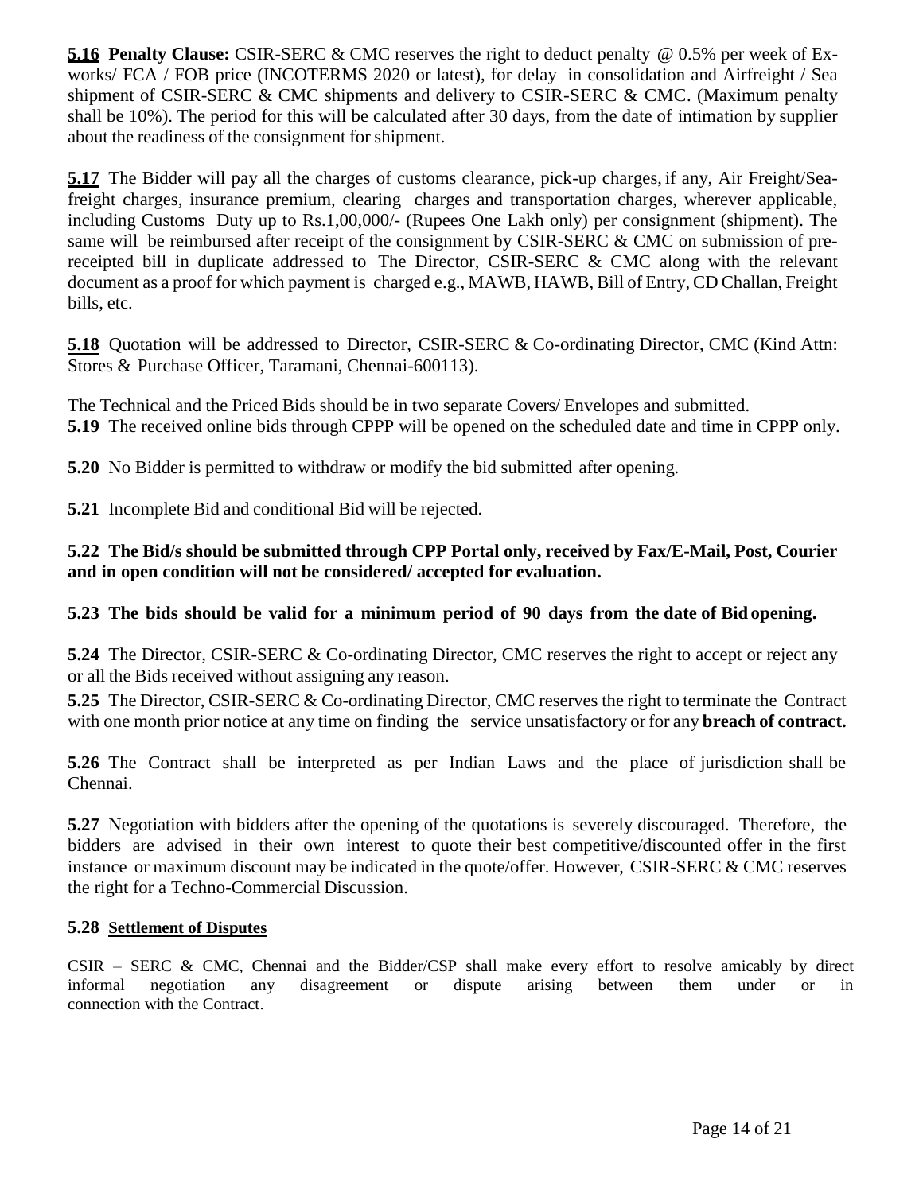**5.16** **Penalty Clause:** CSIR-SERC & CMC reserves the right to deduct penalty @ 0.5% per week of Ex-works/ FCA / FOB price (INCOTERMS 2020 or latest), for delay in consolidation and Airfreight / Sea shipment of CSIR-SERC & CMC shipments and delivery to CSIR-SERC & CMC. (Maximum penalty shall be 10%). The period for this will be calculated after 30 days, from the date of intimation by supplier about the readiness of the consignment for shipment.

**5.17** The Bidder will pay all the charges of customs clearance, pick-up charges, if any, Air Freight/Sea-freight charges, insurance premium, clearing charges and transportation charges, wherever applicable, including Customs Duty up to Rs.1,00,000/- (Rupees One Lakh only) per consignment (shipment). The same will be reimbursed after receipt of the consignment by CSIR-SERC & CMC on submission of pre-receipted bill in duplicate addressed to The Director, CSIR-SERC & CMC along with the relevant document as a proof for which payment is charged e.g., MAWB, HAWB, Bill of Entry, CD Challan, Freight bills, etc.

**5.18** Quotation will be addressed to Director, CSIR-SERC & Co-ordinating Director, CMC (Kind Attn: Stores & Purchase Officer, Taramani, Chennai-600113).

The Technical and the Priced Bids should be in two separate Covers/ Envelopes and submitted.

**5.19** The received online bids through CPPP will be opened on the scheduled date and time in CPPP only.

**5.20** No Bidder is permitted to withdraw or modify the bid submitted after opening.

**5.21** Incomplete Bid and conditional Bid will be rejected.

**5.22 The Bid/s should be submitted through CPP Portal only, received by Fax/E-Mail, Post, Courier and in open condition will not be considered/ accepted for evaluation.**

**5.23 The bids should be valid for a minimum period of 90 days from the date of Bid opening.**

**5.24** The Director, CSIR-SERC & Co-ordinating Director, CMC reserves the right to accept or reject any or all the Bids received without assigning any reason.

**5.25** The Director, CSIR-SERC & Co-ordinating Director, CMC reserves the right to terminate the Contract with one month prior notice at any time on finding the service unsatisfactory or for any **breach of contract.**

**5.26** The Contract shall be interpreted as per Indian Laws and the place of jurisdiction shall be Chennai.

**5.27** Negotiation with bidders after the opening of the quotations is severely discouraged. Therefore, the bidders are advised in their own interest to quote their best competitive/discounted offer in the first instance or maximum discount may be indicated in the quote/offer. However, CSIR-SERC & CMC reserves the right for a Techno-Commercial Discussion.

**5.28 Settlement of Disputes**

CSIR – SERC & CMC, Chennai and the Bidder/CSP shall make every effort to resolve amicably by direct informal negotiation any disagreement or dispute arising between them under or in connection with the Contract.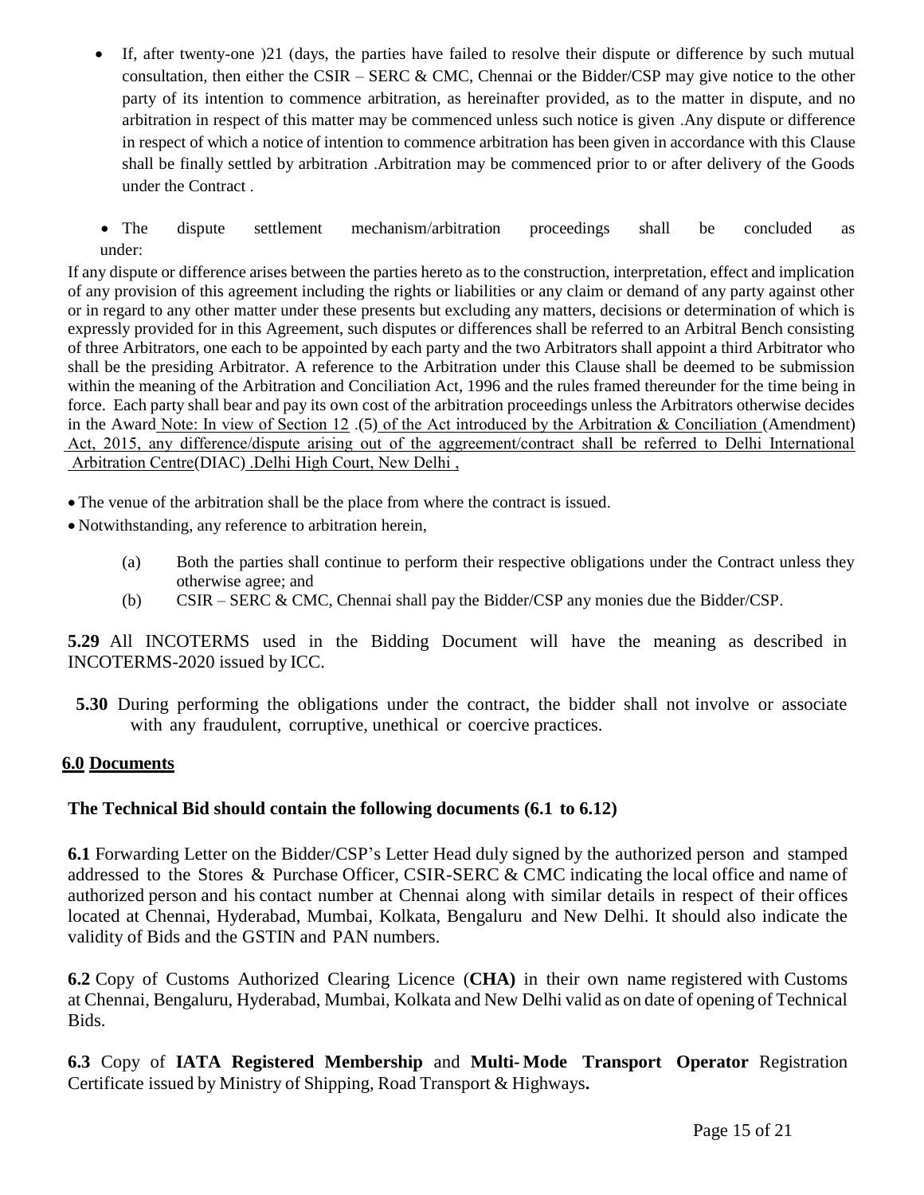- If, after twenty-one )21 (days, the parties have failed to resolve their dispute or difference by such mutual consultation, then either the CSIR – SERC & CMC, Chennai or the Bidder/CSP may give notice to the other party of its intention to commence arbitration, as hereinafter provided, as to the matter in dispute, and no arbitration in respect of this matter may be commenced unless such notice is given .Any dispute or difference in respect of which a notice of intention to commence arbitration has been given in accordance with this Clause shall be finally settled by arbitration .Arbitration may be commenced prior to or after delivery of the Goods under the Contract .

- The dispute settlement mechanism/arbitration proceedings shall be concluded as under:

If any dispute or difference arises between the parties hereto as to the construction, interpretation, effect and implication of any provision of this agreement including the rights or liabilities or any claim or demand of any party against other or in regard to any other matter under these presents but excluding any matters, decisions or determination of which is expressly provided for in this Agreement, such disputes or differences shall be referred to an Arbitral Bench consisting of three Arbitrators, one each to be appointed by each party and the two Arbitrators shall appoint a third Arbitrator who shall be the presiding Arbitrator. A reference to the Arbitration under this Clause shall be deemed to be submission within the meaning of the Arbitration and Conciliation Act, 1996 and the rules framed thereunder for the time being in force. Each party shall bear and pay its own cost of the arbitration proceedings unless the Arbitrators otherwise decides in the Award Note: In view of Section 12 .(5) of the Act introduced by the Arbitration & Conciliation (Amendment) Act, 2015, any difference/dispute arising out of the aggreement/contract shall be referred to Delhi International Arbitration Centre(DIAC) .Delhi High Court, New Delhi ,

- The venue of the arbitration shall be the place from where the contract is issued.
- Notwithstanding, any reference to arbitration herein,

  (a) Both the parties shall continue to perform their respective obligations under the Contract unless they otherwise agree; and

  (b) CSIR – SERC & CMC, Chennai shall pay the Bidder/CSP any monies due the Bidder/CSP.

**5.29** All INCOTERMS used in the Bidding Document will have the meaning as described in INCOTERMS-2020 issued by ICC.

**5.30** During performing the obligations under the contract, the bidder shall not involve or associate with any fraudulent, corruptive, unethical or coercive practices.

## 6.0 Documents

**The Technical Bid should contain the following documents (6.1 to 6.12)**

**6.1** Forwarding Letter on the Bidder/CSP's Letter Head duly signed by the authorized person and stamped addressed to the Stores & Purchase Officer, CSIR-SERC & CMC indicating the local office and name of authorized person and his contact number at Chennai along with similar details in respect of their offices located at Chennai, Hyderabad, Mumbai, Kolkata, Bengaluru and New Delhi. It should also indicate the validity of Bids and the GSTIN and PAN numbers.

**6.2** Copy of Customs Authorized Clearing Licence (**CHA)** in their own name registered with Customs at Chennai, Bengaluru, Hyderabad, Mumbai, Kolkata and New Delhi valid as on date of opening of Technical Bids.

**6.3** Copy of **IATA Registered Membership** and **Multi-Mode Transport Operator** Registration Certificate issued by Ministry of Shipping, Road Transport & Highways**.**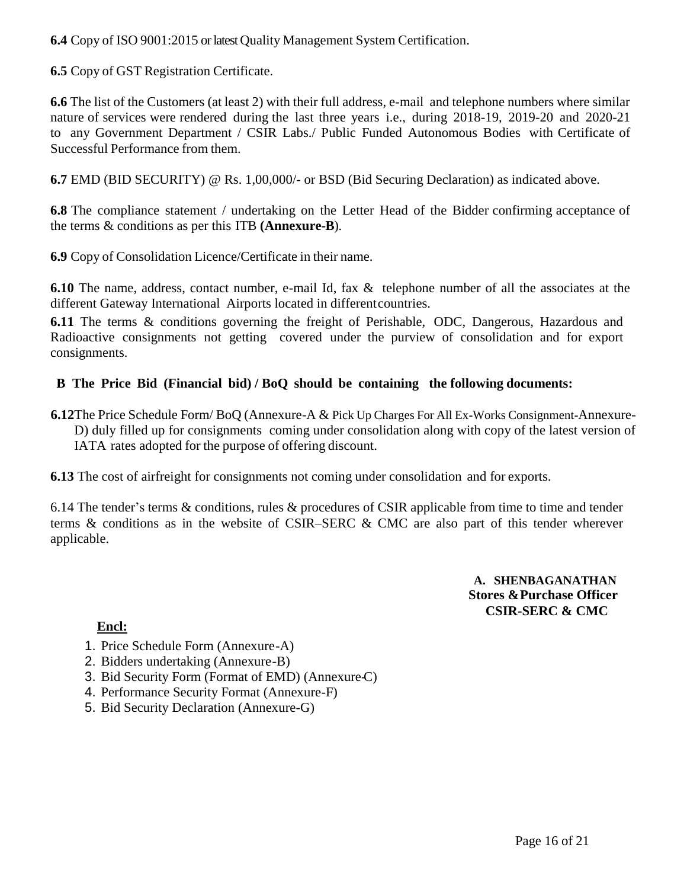**6.4** Copy of ISO 9001:2015 or latest Quality Management System Certification.

**6.5** Copy of GST Registration Certificate.

**6.6** The list of the Customers (at least 2) with their full address, e-mail and telephone numbers where similar nature of services were rendered during the last three years i.e., during 2018-19, 2019-20 and 2020-21 to any Government Department / CSIR Labs./ Public Funded Autonomous Bodies with Certificate of Successful Performance from them.

**6.7** EMD (BID SECURITY) @ Rs. 1,00,000/- or BSD (Bid Securing Declaration) as indicated above.

**6.8** The compliance statement / undertaking on the Letter Head of the Bidder confirming acceptance of the terms & conditions as per this ITB **(Annexure-B**).

**6.9** Copy of Consolidation Licence/Certificate in their name.

**6.10** The name, address, contact number, e-mail Id, fax & telephone number of all the associates at the different Gateway International Airports located in different countries.

**6.11** The terms & conditions governing the freight of Perishable, ODC, Dangerous, Hazardous and Radioactive consignments not getting covered under the purview of consolidation and for export consignments.

**B The Price Bid (Financial bid) / BoQ should be containing the following documents:**

**6.12** The Price Schedule Form/ BoQ (Annexure-A & Pick Up Charges For All Ex-Works Consignment-Annexure-D) duly filled up for consignments coming under consolidation along with copy of the latest version of IATA rates adopted for the purpose of offering discount.

**6.13** The cost of airfreight for consignments not coming under consolidation and for exports.

6.14 The tender's terms & conditions, rules & procedures of CSIR applicable from time to time and tender terms & conditions as in the website of CSIR–SERC & CMC are also part of this tender wherever applicable.

**A. SHENBAGANATHAN**
**Stores & Purchase Officer**
**CSIR-SERC & CMC**

**Encl:**

1. Price Schedule Form (Annexure-A)
2. Bidders undertaking (Annexure-B)
3. Bid Security Form (Format of EMD) (Annexure-C)
4. Performance Security Format (Annexure-F)
5. Bid Security Declaration (Annexure-G)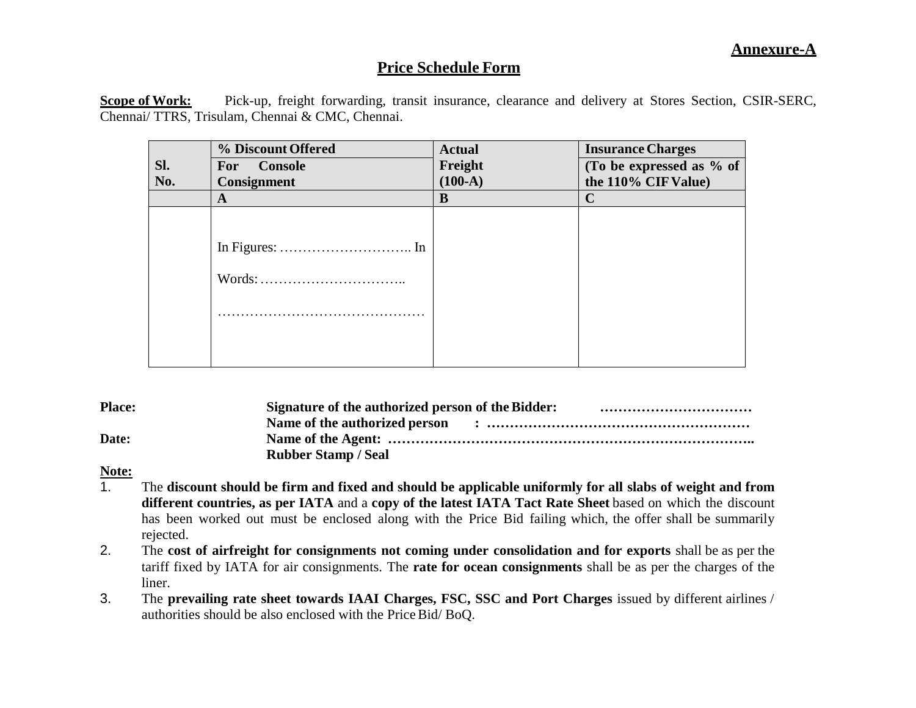**Annexure-A**

## Price Schedule Form

**Scope of Work:** Pick-up, freight forwarding, transit insurance, clearance and delivery at Stores Section, CSIR-SERC, Chennai/ TTRS, Trisulam, Chennai & CMC, Chennai.

| Sl. No. | % Discount Offered For Console Consignment | Actual Freight (100-A) | Insurance Charges (To be expressed as % of the 110% CIF Value) |
|---|---|---|---|
| | **A** | **B** | **C** |
| | In Figures: ……………………….. In Words: ………………………….. ……………………………………… | | |

**Place:** **Signature of the authorized person of the Bidder:** ……………………………

**Name of the authorized person :** …………………………………………………

**Date:** **Name of the Agent:** ……………………………………………………………………..

**Rubber Stamp / Seal**

**Note:**

1. The **discount should be firm and fixed and should be applicable uniformly for all slabs of weight and from different countries, as per IATA** and a **copy of the latest IATA Tact Rate Sheet** based on which the discount has been worked out must be enclosed along with the Price Bid failing which, the offer shall be summarily rejected.
2. The **cost of airfreight for consignments not coming under consolidation and for exports** shall be as per the tariff fixed by IATA for air consignments. The **rate for ocean consignments** shall be as per the charges of the liner.
3. The **prevailing rate sheet towards IAAI Charges, FSC, SSC and Port Charges** issued by different airlines / authorities should be also enclosed with the Price Bid/ BoQ.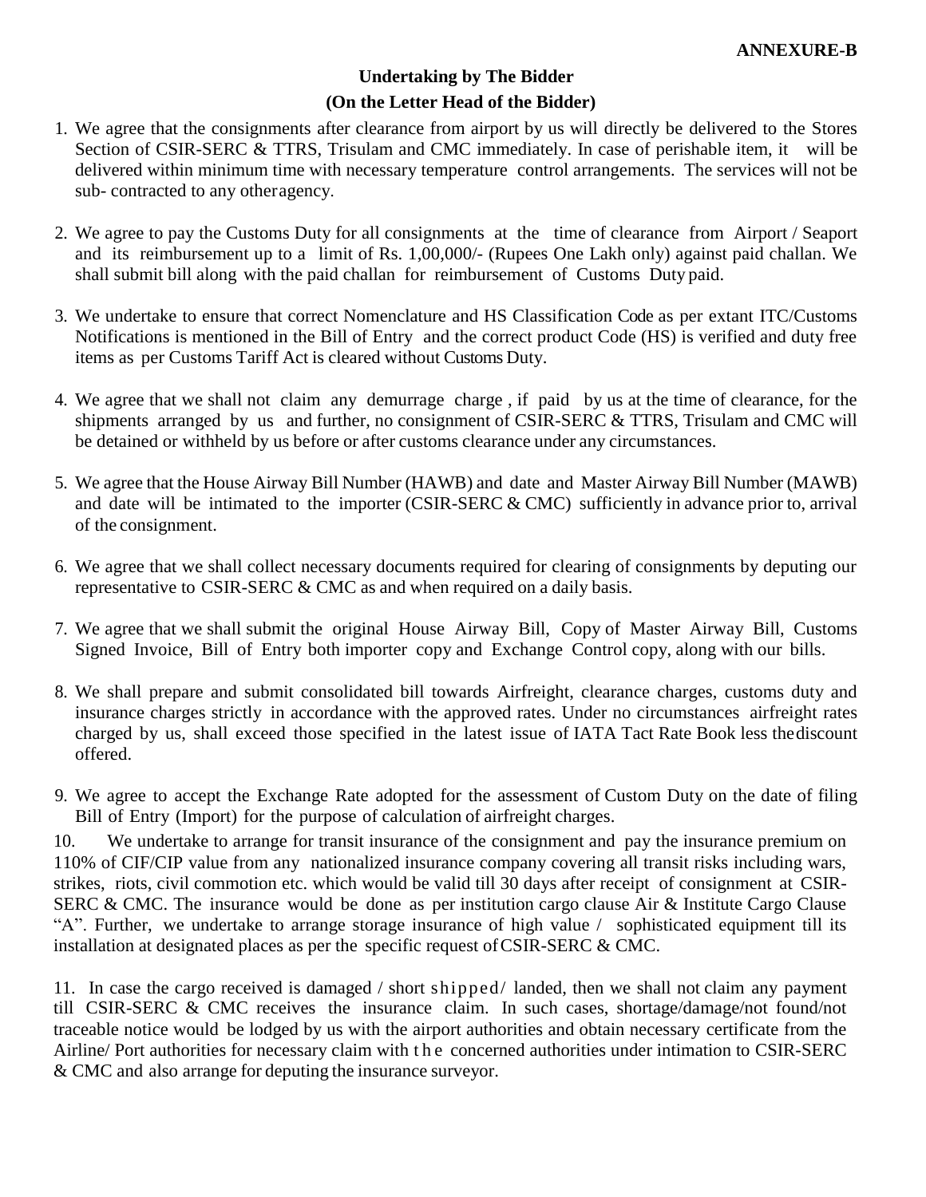**ANNEXURE-B**

## Undertaking by The Bidder

**(On the Letter Head of the Bidder)**

1. We agree that the consignments after clearance from airport by us will directly be delivered to the Stores Section of CSIR-SERC & TTRS, Trisulam and CMC immediately. In case of perishable item, it will be delivered within minimum time with necessary temperature control arrangements. The services will not be sub- contracted to any otheragency.

2. We agree to pay the Customs Duty for all consignments at the time of clearance from Airport / Seaport and its reimbursement up to a limit of Rs. 1,00,000/- (Rupees One Lakh only) against paid challan. We shall submit bill along with the paid challan for reimbursement of Customs Duty paid.

3. We undertake to ensure that correct Nomenclature and HS Classification Code as per extant ITC/Customs Notifications is mentioned in the Bill of Entry and the correct product Code (HS) is verified and duty free items as per Customs Tariff Act is cleared without Customs Duty.

4. We agree that we shall not claim any demurrage charge , if paid by us at the time of clearance, for the shipments arranged by us and further, no consignment of CSIR-SERC & TTRS, Trisulam and CMC will be detained or withheld by us before or after customs clearance under any circumstances.

5. We agree that the House Airway Bill Number (HAWB) and date and Master Airway Bill Number (MAWB) and date will be intimated to the importer (CSIR-SERC & CMC) sufficiently in advance prior to, arrival of the consignment.

6. We agree that we shall collect necessary documents required for clearing of consignments by deputing our representative to CSIR-SERC & CMC as and when required on a daily basis.

7. We agree that we shall submit the original House Airway Bill, Copy of Master Airway Bill, Customs Signed Invoice, Bill of Entry both importer copy and Exchange Control copy, along with our bills.

8. We shall prepare and submit consolidated bill towards Airfreight, clearance charges, customs duty and insurance charges strictly in accordance with the approved rates. Under no circumstances airfreight rates charged by us, shall exceed those specified in the latest issue of IATA Tact Rate Book less thediscount offered.

9. We agree to accept the Exchange Rate adopted for the assessment of Custom Duty on the date of filing Bill of Entry (Import) for the purpose of calculation of airfreight charges.

10. We undertake to arrange for transit insurance of the consignment and pay the insurance premium on 110% of CIF/CIP value from any nationalized insurance company covering all transit risks including wars, strikes, riots, civil commotion etc. which would be valid till 30 days after receipt of consignment at CSIR-SERC & CMC. The insurance would be done as per institution cargo clause Air & Institute Cargo Clause "A". Further, we undertake to arrange storage insurance of high value / sophisticated equipment till its installation at designated places as per the specific request ofCSIR-SERC & CMC.

11. In case the cargo received is damaged / short shipped/ landed, then we shall not claim any payment till CSIR-SERC & CMC receives the insurance claim. In such cases, shortage/damage/not found/not traceable notice would be lodged by us with the airport authorities and obtain necessary certificate from the Airline/ Port authorities for necessary claim with the concerned authorities under intimation to CSIR-SERC & CMC and also arrange for deputing the insurance surveyor.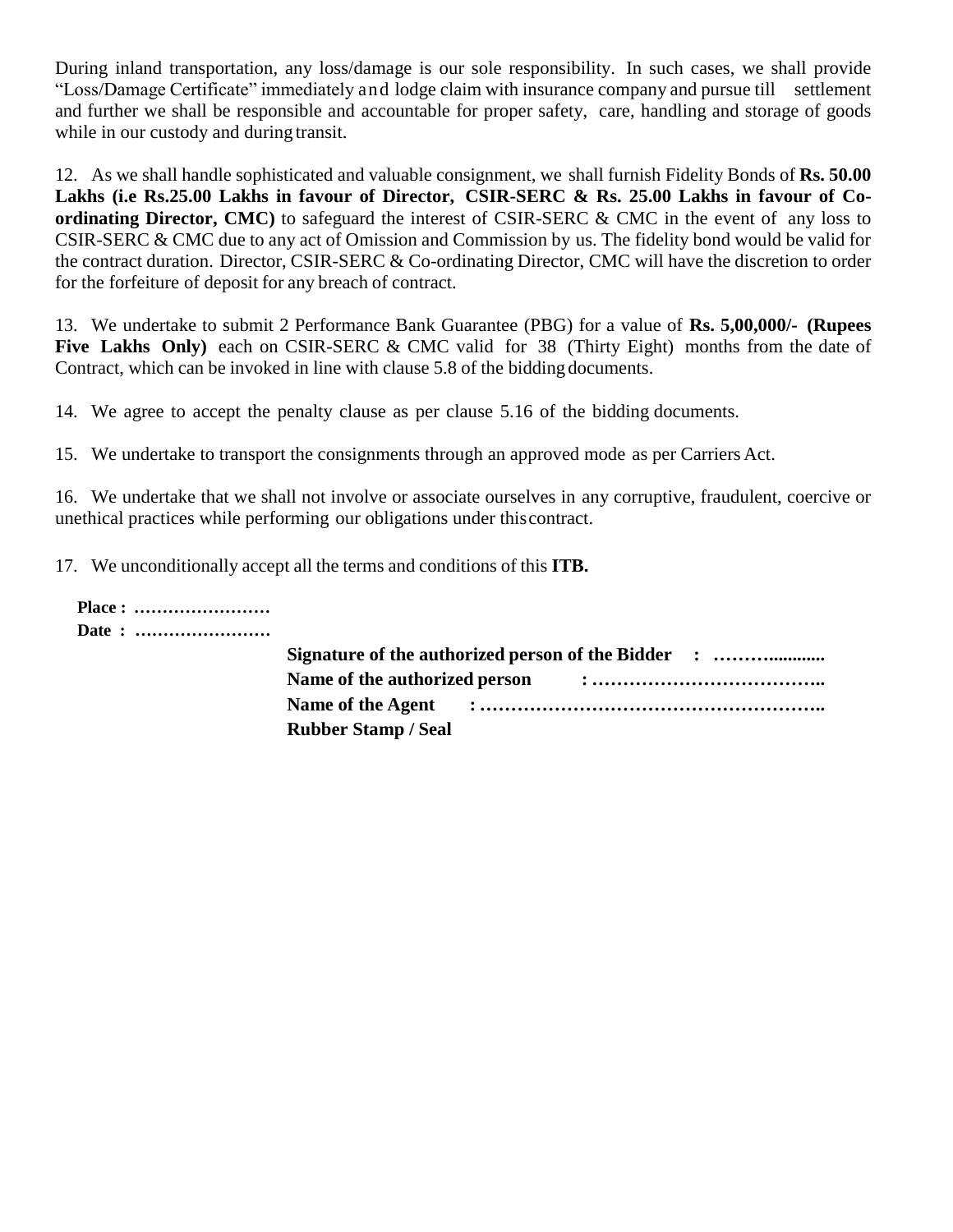During inland transportation, any loss/damage is our sole responsibility. In such cases, we shall provide "Loss/Damage Certificate" immediately and lodge claim with insurance company and pursue till settlement and further we shall be responsible and accountable for proper safety, care, handling and storage of goods while in our custody and during transit.

12. As we shall handle sophisticated and valuable consignment, we shall furnish Fidelity Bonds of **Rs. 50.00 Lakhs (i.e Rs.25.00 Lakhs in favour of Director, CSIR-SERC & Rs. 25.00 Lakhs in favour of Co-ordinating Director, CMC)** to safeguard the interest of CSIR-SERC & CMC in the event of any loss to CSIR-SERC & CMC due to any act of Omission and Commission by us. The fidelity bond would be valid for the contract duration. Director, CSIR-SERC & Co-ordinating Director, CMC will have the discretion to order for the forfeiture of deposit for any breach of contract.

13. We undertake to submit 2 Performance Bank Guarantee (PBG) for a value of **Rs. 5,00,000/- (Rupees Five Lakhs Only)** each on CSIR-SERC & CMC valid for 38 (Thirty Eight) months from the date of Contract, which can be invoked in line with clause 5.8 of the bidding documents.

14. We agree to accept the penalty clause as per clause 5.16 of the bidding documents.

15. We undertake to transport the consignments through an approved mode as per Carriers Act.

16. We undertake that we shall not involve or associate ourselves in any corruptive, fraudulent, coercive or unethical practices while performing our obligations under this contract.

17. We unconditionally accept all the terms and conditions of this **ITB.**

**Place : ……………………**
**Date : ……………………**

**Signature of the authorized person of the Bidder : ………...........**
**Name of the authorized person : ………………………………..**
**Name of the Agent : ………………………………………………..**
**Rubber Stamp / Seal**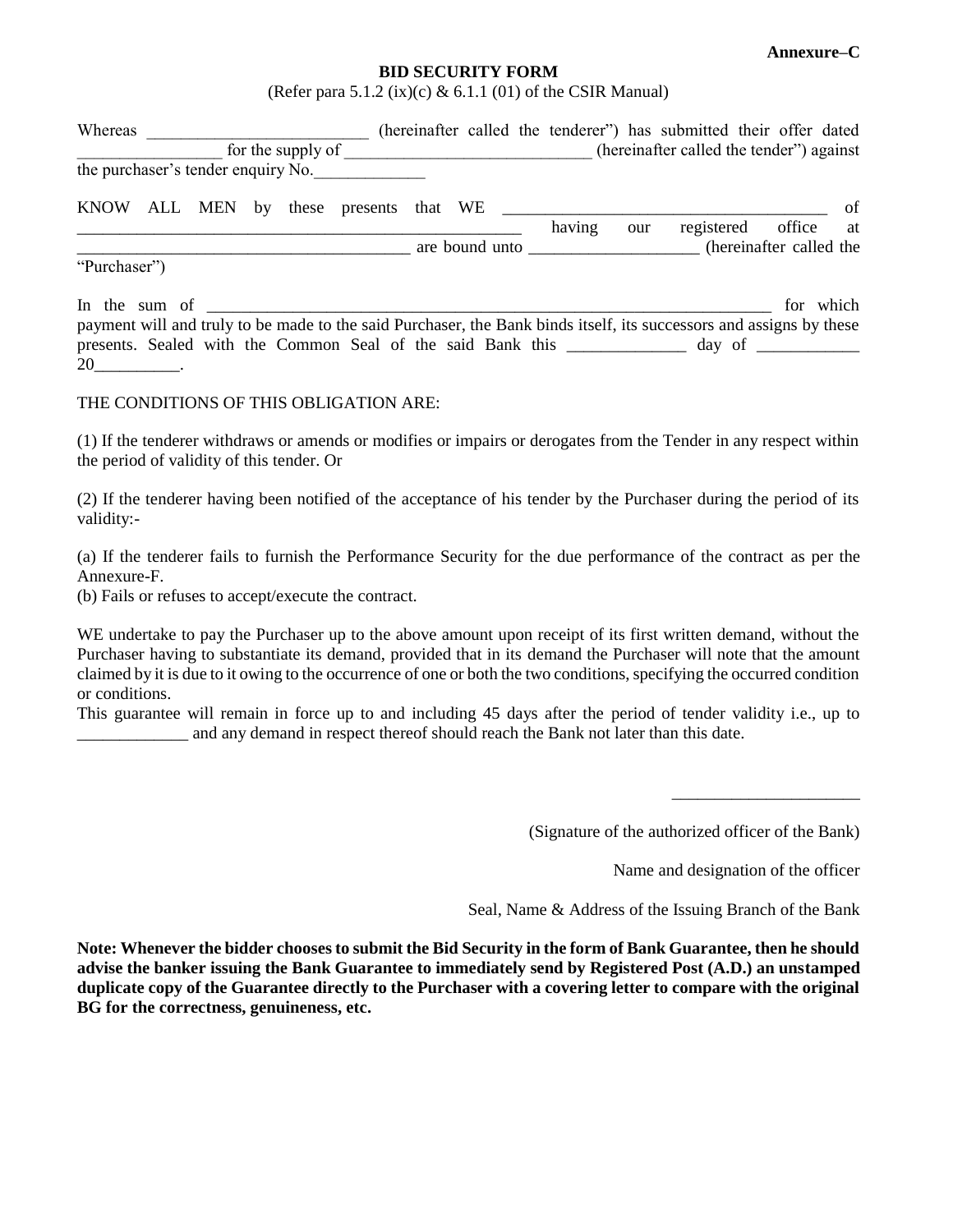Annexure–C

## BID SECURITY FORM

(Refer para 5.1.2 (ix)(c) & 6.1.1 (01) of the CSIR Manual)

Whereas __________________________ (hereinafter called the tenderer") has submitted their offer dated _________________ for the supply of _____________________________ (hereinafter called the tender") against the purchaser's tender enquiry No._____________

KNOW ALL MEN by these presents that WE ______________________________________ of ______________________________________________________ having our registered office at ________________________________________ are bound unto ____________________ (hereinafter called the "Purchaser")

In the sum of ______________________________________________________________________ for which payment will and truly to be made to the said Purchaser, the Bank binds itself, its successors and assigns by these presents. Sealed with the Common Seal of the said Bank this ______________ day of ____________ 20__________.

THE CONDITIONS OF THIS OBLIGATION ARE:

(1) If the tenderer withdraws or amends or modifies or impairs or derogates from the Tender in any respect within the period of validity of this tender. Or

(2) If the tenderer having been notified of the acceptance of his tender by the Purchaser during the period of its validity:-

(a) If the tenderer fails to furnish the Performance Security for the due performance of the contract as per the Annexure-F.
(b) Fails or refuses to accept/execute the contract.

WE undertake to pay the Purchaser up to the above amount upon receipt of its first written demand, without the Purchaser having to substantiate its demand, provided that in its demand the Purchaser will note that the amount claimed by it is due to it owing to the occurrence of one or both the two conditions, specifying the occurred condition or conditions.
This guarantee will remain in force up to and including 45 days after the period of tender validity i.e., up to _____________ and any demand in respect thereof should reach the Bank not later than this date.

______________________

(Signature of the authorized officer of the Bank)

Name and designation of the officer

Seal, Name & Address of the Issuing Branch of the Bank

**Note: Whenever the bidder chooses to submit the Bid Security in the form of Bank Guarantee, then he should advise the banker issuing the Bank Guarantee to immediately send by Registered Post (A.D.) an unstamped duplicate copy of the Guarantee directly to the Purchaser with a covering letter to compare with the original BG for the correctness, genuineness, etc.**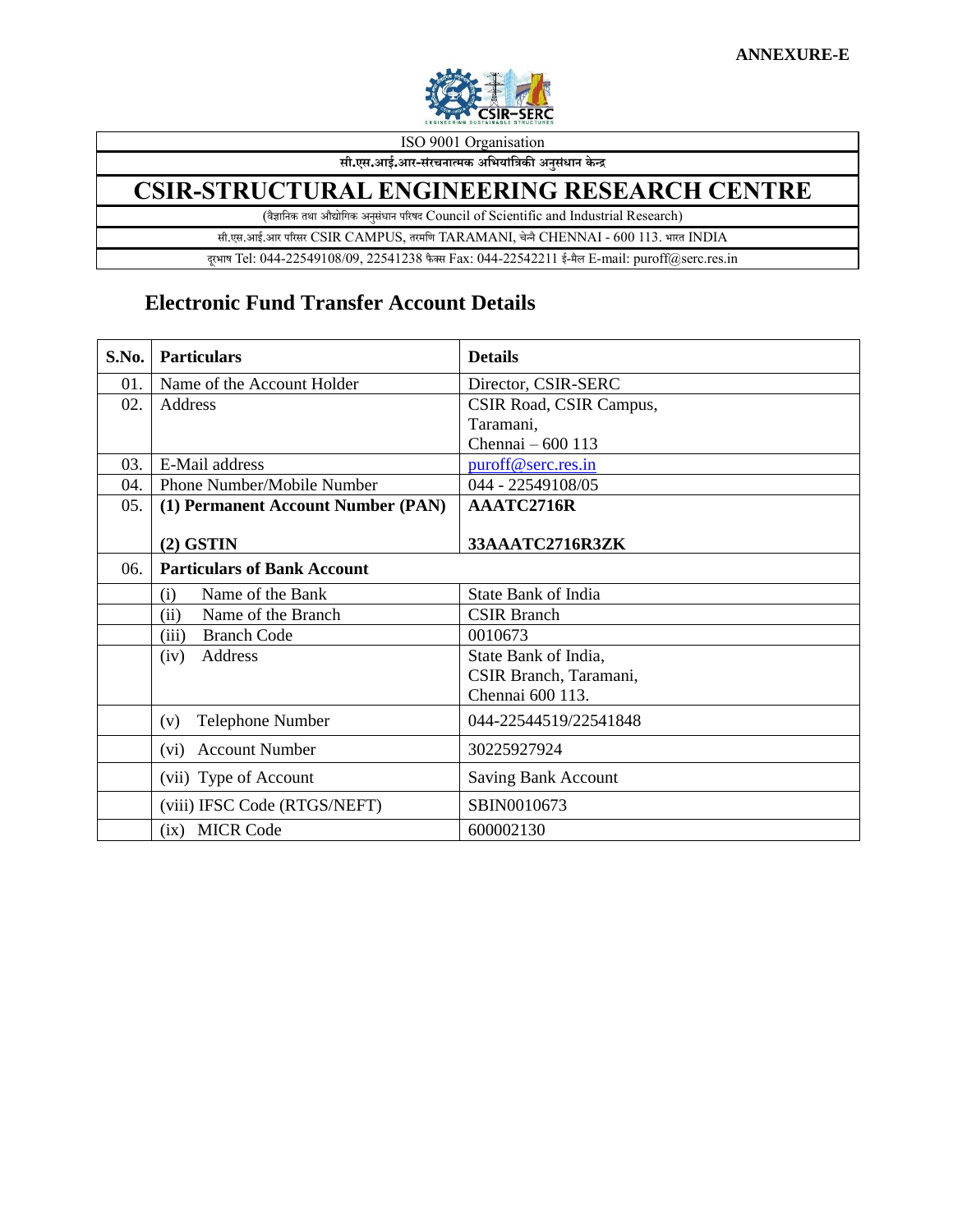**ANNEXURE-E**

ISO 9001 Organisation

**सी.एस.आई.आर-संरचनात्मक अभियांत्रिकी अनुसंधान केन्द्र**

# CSIR-STRUCTURAL ENGINEERING RESEARCH CENTRE

(वैज्ञानिक तथा औद्योगिक अनुसंधान परिषद Council of Scientific and Industrial Research)

सी.एस.आई.आर परिसर CSIR CAMPUS, तरमणि TARAMANI, चेन्नै CHENNAI - 600 113. भारत INDIA

दूरभाष Tel: 044-22549108/09, 22541238 फैक्स Fax: 044-22542211 ई-मैल E-mail: puroff@serc.res.in

## Electronic Fund Transfer Account Details

| S.No. | Particulars | Details |
|---|---|---|
| 01. | Name of the Account Holder | Director, CSIR-SERC |
| 02. | Address | CSIR Road, CSIR Campus,<br>Taramani,<br>Chennai – 600 113 |
| 03. | E-Mail address | puroff@serc.res.in |
| 04. | Phone Number/Mobile Number | 044 - 22549108/05 |
| 05. | **(1) Permanent Account Number (PAN)**<br><br>**(2) GSTIN** | **AAATC2716R**<br><br>**33AAATC2716R3ZK** |
| 06. | **Particulars of Bank Account** | |
| | (i) Name of the Bank | State Bank of India |
| | (ii) Name of the Branch | CSIR Branch |
| | (iii) Branch Code | 0010673 |
| | (iv) Address | State Bank of India,<br>CSIR Branch, Taramani,<br>Chennai 600 113. |
| | (v) Telephone Number | 044-22544519/22541848 |
| | (vi) Account Number | 30225927924 |
| | (vii) Type of Account | Saving Bank Account |
| | (viii) IFSC Code (RTGS/NEFT) | SBIN0010673 |
| | (ix) MICR Code | 600002130 |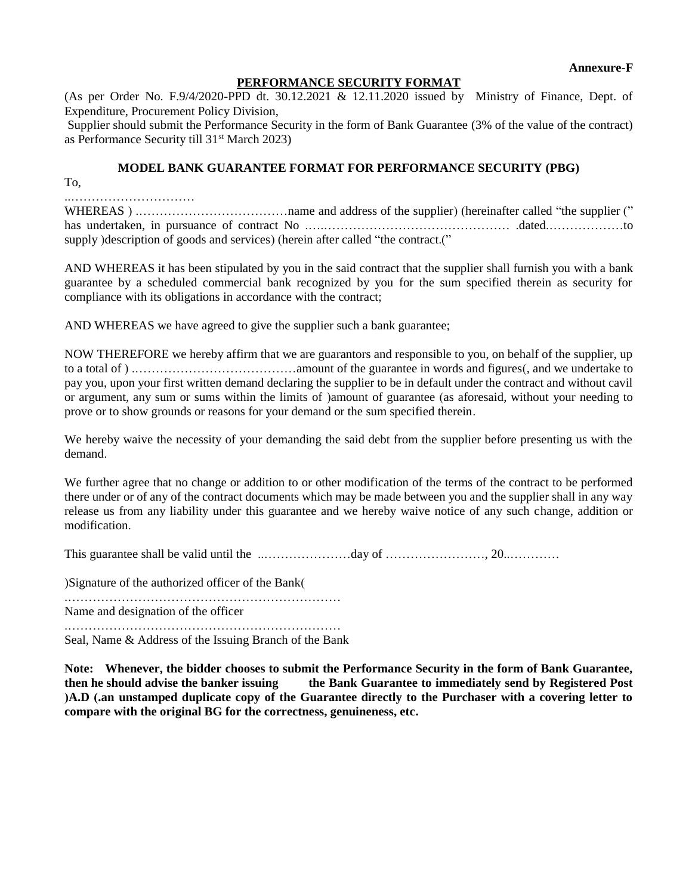**Annexure-F**

## PERFORMANCE SECURITY FORMAT

(As per Order No. F.9/4/2020-PPD dt. 30.12.2021 & 12.11.2020 issued by Ministry of Finance, Dept. of Expenditure, Procurement Policy Division,

Supplier should submit the Performance Security in the form of Bank Guarantee (3% of the value of the contract) as Performance Security till 31st March 2023)

### MODEL BANK GUARANTEE FORMAT FOR PERFORMANCE SECURITY (PBG)

To,

..…………………………

WHEREAS ) .………………………………name and address of the supplier) (hereinafter called "the supplier (" has undertaken, in pursuance of contract No …..……………………………………… .dated.………………to supply )description of goods and services) (herein after called "the contract.("

AND WHEREAS it has been stipulated by you in the said contract that the supplier shall furnish you with a bank guarantee by a scheduled commercial bank recognized by you for the sum specified therein as security for compliance with its obligations in accordance with the contract;

AND WHEREAS we have agreed to give the supplier such a bank guarantee;

NOW THEREFORE we hereby affirm that we are guarantors and responsible to you, on behalf of the supplier, up to a total of ) .…………………………………amount of the guarantee in words and figures(, and we undertake to pay you, upon your first written demand declaring the supplier to be in default under the contract and without cavil or argument, any sum or sums within the limits of )amount of guarantee (as aforesaid, without your needing to prove or to show grounds or reasons for your demand or the sum specified therein.

We hereby waive the necessity of your demanding the said debt from the supplier before presenting us with the demand.

We further agree that no change or addition to or other modification of the terms of the contract to be performed there under or of any of the contract documents which may be made between you and the supplier shall in any way release us from any liability under this guarantee and we hereby waive notice of any such change, addition or modification.

This guarantee shall be valid until the ..…………………day of ……………………, 20..…………

)Signature of the authorized officer of the Bank(

…………………………………………………………

Name and designation of the officer

…………………………………………………………

Seal, Name & Address of the Issuing Branch of the Bank

**Note: Whenever, the bidder chooses to submit the Performance Security in the form of Bank Guarantee, then he should advise the banker issuing the Bank Guarantee to immediately send by Registered Post )A.D (.an unstamped duplicate copy of the Guarantee directly to the Purchaser with a covering letter to compare with the original BG for the correctness, genuineness, etc.**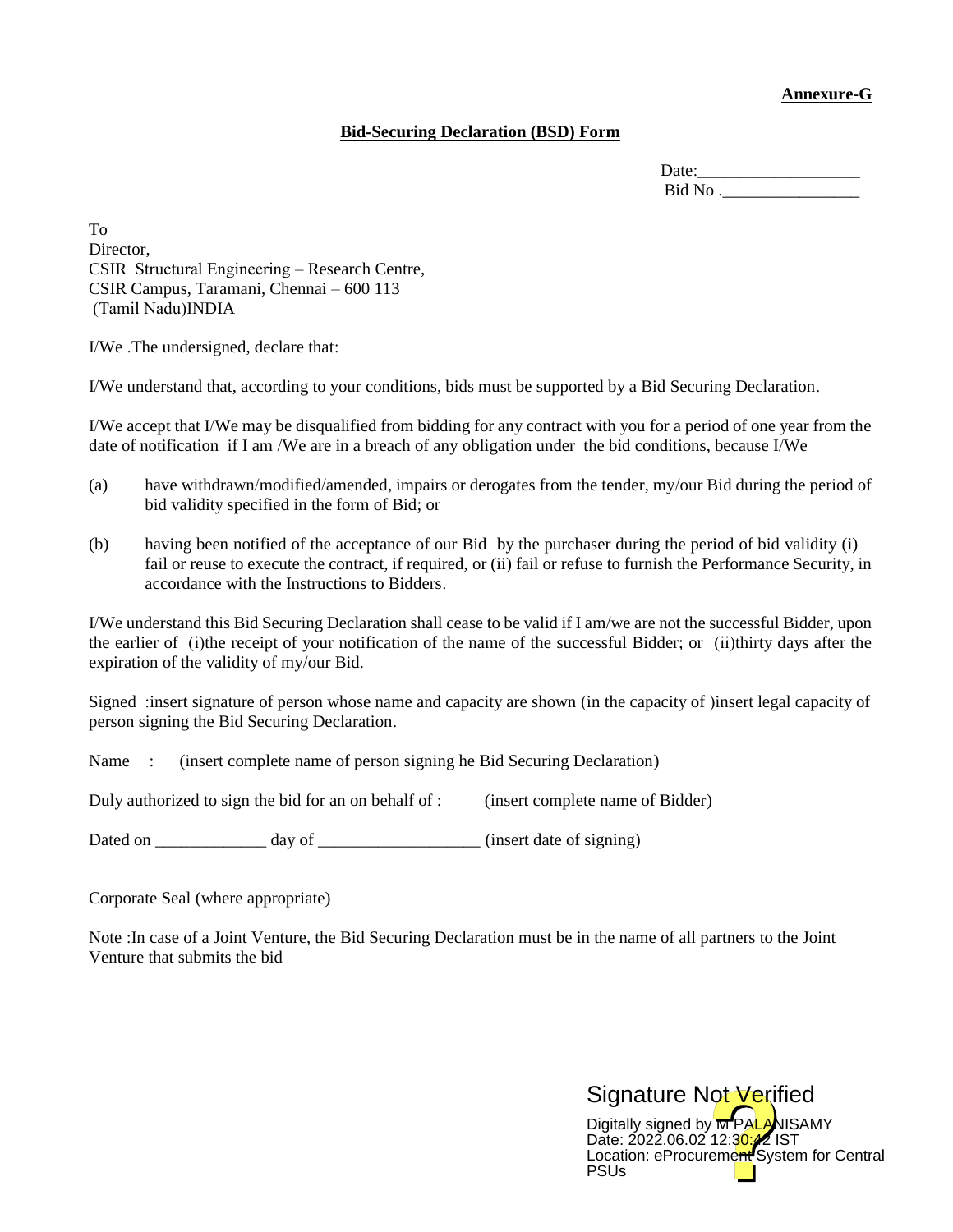**Annexure-G**

**Bid-Securing Declaration (BSD) Form**

Date:___________________
Bid No .________________

To
Director,
CSIR Structural Engineering – Research Centre,
CSIR Campus, Taramani, Chennai – 600 113
(Tamil Nadu)INDIA

I/We .The undersigned, declare that:

I/We understand that, according to your conditions, bids must be supported by a Bid Securing Declaration.

I/We accept that I/We may be disqualified from bidding for any contract with you for a period of one year from the date of notification if I am /We are in a breach of any obligation under the bid conditions, because I/We

(a) have withdrawn/modified/amended, impairs or derogates from the tender, my/our Bid during the period of bid validity specified in the form of Bid; or

(b) having been notified of the acceptance of our Bid by the purchaser during the period of bid validity (i) fail or reuse to execute the contract, if required, or (ii) fail or refuse to furnish the Performance Security, in accordance with the Instructions to Bidders.

I/We understand this Bid Securing Declaration shall cease to be valid if I am/we are not the successful Bidder, upon the earlier of (i)the receipt of your notification of the name of the successful Bidder; or (ii)thirty days after the expiration of the validity of my/our Bid.

Signed :insert signature of person whose name and capacity are shown (in the capacity of )insert legal capacity of person signing the Bid Securing Declaration.

Name : (insert complete name of person signing he Bid Securing Declaration)

Duly authorized to sign the bid for an on behalf of : (insert complete name of Bidder)

Dated on _____________ day of ___________________ (insert date of signing)

Corporate Seal (where appropriate)

Note :In case of a Joint Venture, the Bid Securing Declaration must be in the name of all partners to the Joint Venture that submits the bid

Signature Not Verified
Digitally signed by M PALANISAMY
Date: 2022.06.02 12:30:42 IST
Location: eProcurement System for Central PSUs